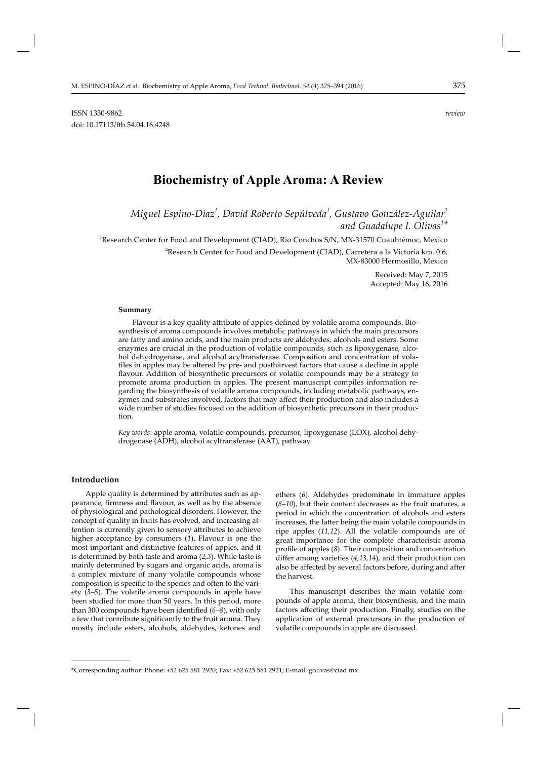ISSN 1330-9862

doi: 10.17113/ftb.54.04.16.4248

*review*

# Biochemistry of Apple Aroma: A Review

*Miguel Espino-Díaz[1], David Roberto Sepúlveda[1], Gustavo González-Aguilar[2] and Guadalupe I. Olivas[1]**

[1]Research Center for Food and Development (CIAD), Rio Conchos S/N, MX-31570 Cuauhtémoc, Mexico

[2]Research Center for Food and Development (CIAD), Carretera a la Victoria km. 0.6, MX-83000 Hermosillo, Mexico

Received: May 7, 2015
Accepted: May 16, 2016

### Summary

Flavour is a key quality attribute of apples defined by volatile aroma compounds. Biosynthesis of aroma compounds involves metabolic pathways in which the main precursors are fatty and amino acids, and the main products are aldehydes, alcohols and esters. Some enzymes are crucial in the production of volatile compounds, such as lipoxygenase, alcohol dehydrogenase, and alcohol acyltransferase. Composition and concentration of volatiles in apples may be altered by pre- and postharvest factors that cause a decline in apple flavour. Addition of biosynthetic precursors of volatile compounds may be a strategy to promote aroma production in apples. The present manuscript compiles information regarding the biosynthesis of volatile aroma compounds, including metabolic pathways, enzymes and substrates involved, factors that may affect their production and also includes a wide number of studies focused on the addition of biosynthetic precursors in their production.

*Key words*: apple aroma, volatile compounds, precursor, lipoxygenase (LOX), alcohol dehydrogenase (ADH), alcohol acyltransferase (AAT), pathway

## Introduction

Apple quality is determined by attributes such as appearance, firmness and flavour, as well as by the absence of physiological and pathological disorders. However, the concept of quality in fruits has evolved, and increasing attention is currently given to sensory attributes to achieve higher acceptance by consumers (*1*). Flavour is one the most important and distinctive features of apples, and it is determined by both taste and aroma (*2,3*). While taste is mainly determined by sugars and organic acids, aroma is a complex mixture of many volatile compounds whose composition is specific to the species and often to the variety (*3–5*). The volatile aroma compounds in apple have been studied for more than 50 years. In this period, more than 300 compounds have been identified (*6–8*), with only a few that contribute significantly to the fruit aroma. They mostly include esters, alcohols, aldehydes, ketones and ethers (*6*). Aldehydes predominate in immature apples (*8–10*), but their content decreases as the fruit matures, a period in which the concentration of alcohols and esters increases, the latter being the main volatile compounds in ripe apples (*11,12*). All the volatile compounds are of great importance for the complete characteristic aroma profile of apples (*8*). Their composition and concentration differ among varieties (*4,13,14*), and their production can also be affected by several factors before, during and after the harvest.

This manuscript describes the main volatile compounds of apple aroma, their biosynthesis, and the main factors affecting their production. Finally, studies on the application of external precursors in the production of volatile compounds in apple are discussed.

*Corresponding author: Phone: +52 625 581 2920; Fax: +52 625 581 2921; E-mail: golivas@ciad.mx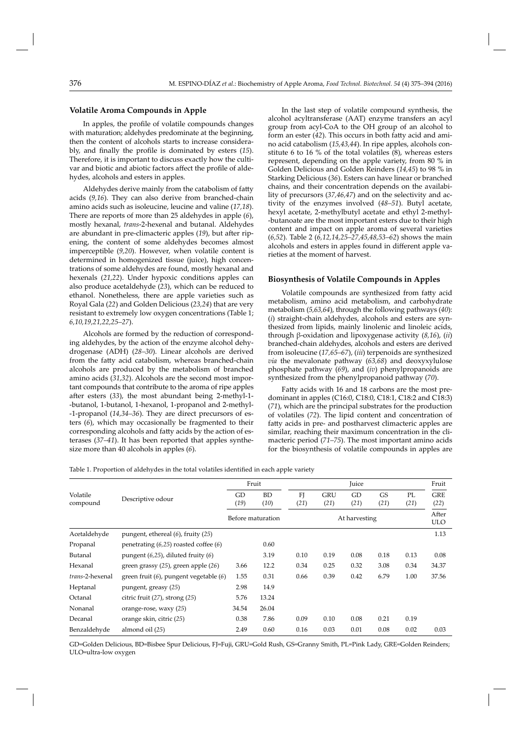## Volatile Aroma Compounds in Apple

In apples, the profile of volatile compounds changes with maturation; aldehydes predominate at the beginning, then the content of alcohols starts to increase considerably, and finally the profile is dominated by esters (*15*). Therefore, it is important to discuss exactly how the cultivar and biotic and abiotic factors affect the profile of aldehydes, alcohols and esters in apples.

Aldehydes derive mainly from the catabolism of fatty acids (*9,16*). They can also derive from branched-chain amino acids such as isoleucine, leucine and valine (*17,18*). There are reports of more than 25 aldehydes in apple (*6*), mostly hexanal, *trans*-2-hexenal and butanal. Aldehydes are abundant in pre-climacteric apples (*19*), but after ripening, the content of some aldehydes becomes almost imperceptible (*9,20*). However, when volatile content is determined in homogenized tissue (juice), high concentrations of some aldehydes are found, mostly hexanal and hexenals (*21,22*). Under hypoxic conditions apples can also produce acetaldehyde (*23*), which can be reduced to ethanol. Nonetheless, there are apple varieties such as Royal Gala (*22*) and Golden Delicious (*23,24*) that are very resistant to extremely low oxygen concentrations (Table 1; *6,10,19,21,22,25–27*).

Alcohols are formed by the reduction of corresponding aldehydes, by the action of the enzyme alcohol dehydrogenase (ADH) (*28–30*). Linear alcohols are derived from the fatty acid catabolism, whereas branched-chain alcohols are produced by the metabolism of branched amino acids (*31,32*). Alcohols are the second most important compounds that contribute to the aroma of ripe apples after esters (*33*), the most abundant being 2-methyl-1-butanol, 1-butanol, 1-hexanol, 1-propanol and 2-methyl-1-propanol (*14,34–36*). They are direct precursors of esters (*6*), which may occasionally be fragmented to their corresponding alcohols and fatty acids by the action of esterases (*37–41*). It has been reported that apples synthesize more than 40 alcohols in apples (*6*).

In the last step of volatile compound synthesis, the alcohol acyltransferase (AAT) enzyme transfers an acyl group from acyl-CoA to the OH group of an alcohol to form an ester (*42*). This occurs in both fatty acid and amino acid catabolism (*15,43,44*). In ripe apples, alcohols constitute 6 to 16 % of the total volatiles (*8*), whereas esters represent, depending on the apple variety, from 80 % in Golden Delicious and Golden Reinders (*14,45*) to 98 % in Starking Delicious (*36*). Esters can have linear or branched chains, and their concentration depends on the availability of precursors (*37,46,47*) and on the selectivity and activity of the enzymes involved (*48–51*). Butyl acetate, hexyl acetate, 2-methylbutyl acetate and ethyl 2-methyl-butanoate are the most important esters due to their high content and impact on apple aroma of several varieties (*6,52*). Table 2 (*6,12,14,25–27,45,48,53–62*) shows the main alcohols and esters in apples found in different apple varieties at the moment of harvest.

## Biosynthesis of Volatile Compounds in Apples

Volatile compounds are synthesized from fatty acid metabolism, amino acid metabolism, and carbohydrate metabolism (*5,63,64*), through the following pathways (*40*): (*i*) straight-chain aldehydes, alcohols and esters are synthesized from lipids, mainly linolenic and linoleic acids, through β-oxidation and lipoxygenase activity (*8,16*), (*ii*) branched-chain aldehydes, alcohols and esters are derived from isoleucine (*17,65–67*), (*iii*) terpenoids are synthesized *via* the mevalonate pathway (*63,68*) and deoxyxylulose phosphate pathway (*69*), and (*iv*) phenylpropanoids are synthesized from the phenylpropanoid pathway (*70*).

Fatty acids with 16 and 18 carbons are the most predominant in apples (C16:0, C18:0, C18:1, C18:2 and C18:3) (*71*), which are the principal substrates for the production of volatiles (*72*). The lipid content and concentration of fatty acids in pre- and postharvest climacteric apples are similar, reaching their maximum concentration in the climacteric period (*71–75*). The most important amino acids for the biosynthesis of volatile compounds in apples are

Table 1. Proportion of aldehydes in the total volatiles identified in each apple variety

| Volatile compound | Descriptive odour | Fruit | | Juice | | | | | Fruit |
|---|---|---|---|---|---|---|---|---|---|
| | | GD (*19*) | BD (*10*) | FJ (*21*) | GRU (*21*) | GD (*21*) | GS (*21*) | PL (*21*) | GRE (*22*) |
| | | Before maturation | | At harvesting | | | | | After ULO |
| Acetaldehyde | pungent, ethereal (*6*), fruity (*25*) | | | | | | | | 1.13 |
| Propanal | penetrating (*6,25*) roasted coffee (*6*) | | 0.60 | | | | | | |
| Butanal | pungent (*6,25*), diluted fruity (*6*) | | 3.19 | 0.10 | 0.19 | 0.08 | 0.18 | 0.13 | 0.08 |
| Hexanal | green grassy (*25*), green apple (*26*) | 3.66 | 12.2 | 0.34 | 0.25 | 0.32 | 3.08 | 0.34 | 34.37 |
| *trans*-2-hexenal | green fruit (*6*), pungent vegetable (*6*) | 1.55 | 0.31 | 0.66 | 0.39 | 0.42 | 6.79 | 1.00 | 37.56 |
| Heptanal | pungent, greasy (*25*) | 2.98 | 14.9 | | | | | | |
| Octanal | citric fruit (*27*), strong (*25*) | 5.76 | 13.24 | | | | | | |
| Nonanal | orange-rose, waxy (*25*) | 34.54 | 26.04 | | | | | | |
| Decanal | orange skin, citric (*25*) | 0.38 | 7.86 | 0.09 | 0.10 | 0.08 | 0.21 | 0.19 | |
| Benzaldehyde | almond oil (*25*) | 2.49 | 0.60 | 0.16 | 0.03 | 0.01 | 0.08 | 0.02 | 0.03 |

GD=Golden Delicious, BD=Bisbee Spur Delicious, FJ=Fuji, GRU=Gold Rush, GS=Granny Smith, PL=Pink Lady, GRE=Golden Reinders; ULO=ultra-low oxygen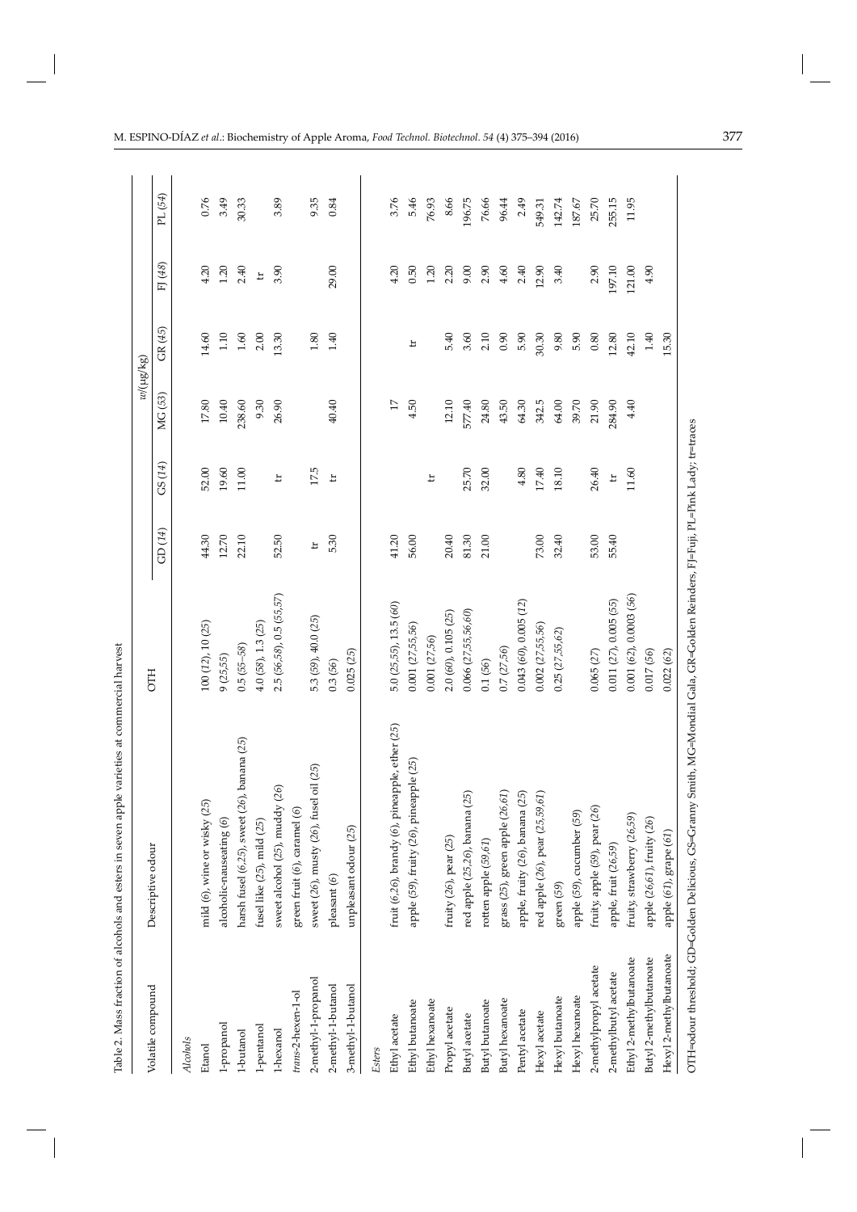Table 2. Mass fraction of alcohols and esters in seven apple varieties at commercial harvest

| Volatile compound | Descriptive odour | OTH | $w$/(μg/kg) | | | | | |
|---|---|---|---|---|---|---|---|---|
| | | | GD (*14*) | GS (*14*) | MG (*53*) | GR (*45*) | FJ (*48*) | PL (*54*) |
| *Alcohols* | | | | | | | | |
| Etanol | mild (*6*), wine or wisky (*25*) | 100 (*12*), 10 (*25*) | 44.30 | 52.00 | 17.80 | 14.60 | 4.20 | 0.76 |
| 1-propanol | alcoholic-nauseating (*6*) | 9 (*25,55*) | 12.70 | 19.60 | 10.40 | 1.10 | 1.20 | 3.49 |
| 1-butanol | harsh fusel (*6,25*), sweet (*26*), banana (*25*) | 0.5 (*55–58*) | 22.10 | 11.00 | 238.60 | 1.60 | 2.40 | 30.33 |
| 1-pentanol | fusel like (*25*), mild (*25*) | 4.0 (*58*), 1.3 (*25*) | | | 9.30 | 2.00 | tr | |
| 1-hexanol | sweet alcohol (*25*), muddy (*26*) | 2.5 (*56,58*), 0.5 (*55,57*) | 52.50 | tr | 26.90 | 13.30 | 3.90 | 3.89 |
| *trans*-2-hexen-1-ol | green fruit (*6*), caramel (*6*) | | | | | | | |
| 2-methyl-1-propanol | sweet (*26*), musty (*26*), fusel oil (*25*) | 5.3 (*59*), 40.0 (*25*) | tr | 17.5 | | 1.80 | | 9.35 |
| 2-methyl-1-butanol | pleasant (*6*) | 0.3 (*56*) | 5.30 | tr | 40.40 | 1.40 | 29.00 | 0.84 |
| 3-methyl-1-butanol | unpleasant odour (*25*) | 0.025 (*25*) | | | | | | |
| *Esters* | | | | | | | | |
| Ethyl acetate | fruit (*6,26*), brandy (*6*), pineapple, ether (*25*) | 5.0 (*25,55*), 13.5 (*60*) | 41.20 | | 17 | | 4.20 | 3.76 |
| Ethyl butanoate | apple (*59*), fruity (*26*), pineapple (*25*) | 0.001 (*27,55,56*) | 56.00 | | 4.50 | tr | 0.50 | 5.46 |
| Ethyl hexanoate | | 0.001 (*27,56*) | | tr | | | 1.20 | 76.93 |
| Propyl acetate | fruity (*26*), pear (*25*) | 2.0 (*60*), 0.105 (*25*) | 20.40 | | 12.10 | 5.40 | 2.20 | 8.66 |
| Butyl acetate | red apple (*25,26*), banana (*25*) | 0.066 (*27,55,56,60*) | 81.30 | 25.70 | 577.40 | 3.60 | 9.00 | 196.75 |
| Butyl butanoate | rotten apple (*59,61*) | 0.1 (*56*) | 21.00 | 32.00 | 24.80 | 2.10 | 2.90 | 76.66 |
| Butyl hexanoate | grass (*25*), green apple (*26,61*) | 0.7 (*27,56*) | | | 43.50 | 0.90 | 4.60 | 96.44 |
| Pentyl acetate | apple, fruity (*26*), banana (*25*) | 0.043 (*60*), 0.005 (*12*) | | 4.80 | 64.30 | 5.90 | 2.40 | 2.49 |
| Hexyl acetate | red apple (*26*), pear (*25,59,61*) | 0.002 (*27,55,56*) | 73.00 | 17.40 | 342.5 | 30.30 | 12.90 | 549.31 |
| Hexyl butanoate | green (*59*) | 0.25 (*27,55,62*) | 32.40 | 18.10 | 64.00 | 9.80 | 3.40 | 142.74 |
| Hexyl hexanoate | apple (*59*), cucumber (*59*) | | | | 39.70 | 5.90 | | 187.67 |
| 2-methylpropyl acetate | fruity, apple (*59*), pear (*26*) | 0.065 (*27*) | 53.00 | 26.40 | 21.90 | 0.80 | 2.90 | 25.70 |
| 2-methylbutyl acetate | apple, fruit (*26,59*) | 0.011 (*27*), 0.005 (*55*) | 55.40 | tr | 284.90 | 12.80 | 197.10 | 255.15 |
| Ethyl 2-methylbutanoate | fruity, strawberry (*26,59*) | 0.001 (*62*), 0.0003 (*56*) | | 11.60 | 4.40 | 42.10 | 121.00 | 11.95 |
| Butyl 2-methylbutanoate | apple (*26,61*), fruity (*26*) | 0.017 (*56*) | | | | 1.40 | 4.90 | |
| Hexyl 2-methylbutanoate | apple (*61*), grape (*61*) | 0.022 (*62*) | | | | 15.30 | | |

OTH=odour threshold; GD=Golden Delicious, GS=Granny Smith, MG=Mondial Gala, GR=Golden Reinders, FJ=Fuji, PL=Pink Lady; tr=traces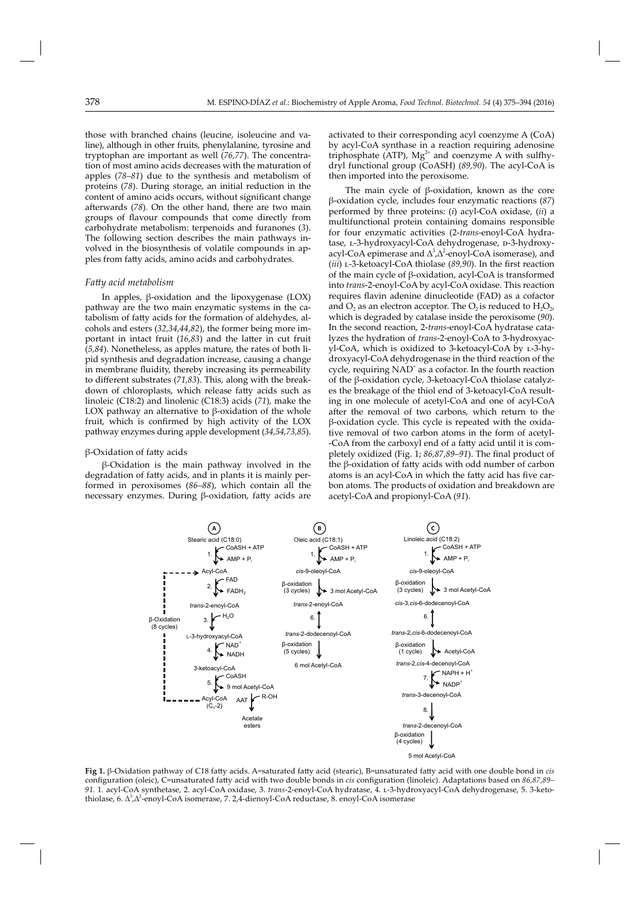those with branched chains (leucine, isoleucine and valine), although in other fruits, phenylalanine, tyrosine and tryptophan are important as well (*76,77*). The concentration of most amino acids decreases with the maturation of apples (*78–81*) due to the synthesis and metabolism of proteins (*78*). During storage, an initial reduction in the content of amino acids occurs, without significant change afterwards (*78*). On the other hand, there are two main groups of flavour compounds that come directly from carbohydrate metabolism: terpenoids and furanones (*3*). The following section describes the main pathways involved in the biosynthesis of volatile compounds in apples from fatty acids, amino acids and carbohydrates.

### *Fatty acid metabolism*

In apples, β-oxidation and the lipoxygenase (LOX) pathway are the two main enzymatic systems in the catabolism of fatty acids for the formation of aldehydes, alcohols and esters (*32,34,44,82*), the former being more important in intact fruit (*16,83*) and the latter in cut fruit (*5,84*). Nonetheless, as apples mature, the rates of both lipid synthesis and degradation increase, causing a change in membrane fluidity, thereby increasing its permeability to different substrates (*71,83*). This, along with the breakdown of chloroplasts, which release fatty acids such as linoleic (C18:2) and linolenic (C18:3) acids (*71*), make the LOX pathway an alternative to β-oxidation of the whole fruit, which is confirmed by high activity of the LOX pathway enzymes during apple development (*34,54,73,85*).

#### β-Oxidation of fatty acids

β-Oxidation is the main pathway involved in the degradation of fatty acids, and in plants it is mainly performed in peroxisomes (*86–88*), which contain all the necessary enzymes. During β-oxidation, fatty acids are activated to their corresponding acyl coenzyme A (CoA) by acyl-CoA synthase in a reaction requiring adenosine triphosphate (ATP), $Mg^{2+}$ and coenzyme A with sulfhydryl functional group (CoASH) (*89,90*). The acyl-CoA is then imported into the peroxisome.

The main cycle of β-oxidation, known as the core β-oxidation cycle, includes four enzymatic reactions (*87*) performed by three proteins: (*i*) acyl-CoA oxidase, (*ii*) a multifunctional protein containing domains responsible for four enzymatic activities (2-*trans*-enoyl-CoA hydratase, L-3-hydroxyacyl-CoA dehydrogenase, D-3-hydroxyacyl-CoA epimerase and $\Delta^3,\Delta^2$-enoyl-CoA isomerase), and (*iii*) L-3-ketoacyl-CoA thiolase (*89,90*). In the first reaction of the main cycle of β-oxidation, acyl-CoA is transformed into *trans*-2-enoyl-CoA by acyl-CoA oxidase. This reaction requires flavin adenine dinucleotide (FAD) as a cofactor and $O_2$ as an electron acceptor. The $O_2$ is reduced to $H_2O_2$, which is degraded by catalase inside the peroxisome (*90*). In the second reaction, 2-*trans*-enoyl-CoA hydratase catalyzes the hydration of *trans*-2-enoyl-CoA to 3-hydroxyacyl-CoA, which is oxidized to 3-ketoacyl-CoA by L-3-hydroxyacyl-CoA dehydrogenase in the third reaction of the cycle, requiring $NAD^+$ as a cofactor. In the fourth reaction of the β-oxidation cycle, 3-ketoacyl-CoA thiolase catalyzes the breakage of the thiol end of 3-ketoacyl-CoA resulting in one molecule of acetyl-CoA and one of acyl-CoA after the removal of two carbons, which return to the β-oxidation cycle. This cycle is repeated with the oxidative removal of two carbon atoms in the form of acetyl-CoA from the carboxyl end of a fatty acid until it is completely oxidized (Fig. 1; *86,87,89–91*). The final product of the β-oxidation of fatty acids with odd number of carbon atoms is an acyl-CoA in which the fatty acid has five carbon atoms. The products of oxidation and breakdown are acetyl-CoA and propionyl-CoA (*91*).

**Fig 1.** β-Oxidation pathway of C18 fatty acids. A=saturated fatty acid (stearic), B=unsaturated fatty acid with one double bond in *cis* configuration (oleic), C=unsaturated fatty acid with two double bonds in *cis* configuration (linoleic). Adaptations based on *86,87,89–91.* 1. acyl-CoA synthetase, 2. acyl-CoA oxidase, 3. *trans*-2-enoyl-CoA hydratase, 4. L-3-hydroxyacyl-CoA dehydrogenase, 5. 3-ketothiolase, 6. $\Delta^3,\Delta^2$-enoyl-CoA isomerase, 7. 2,4-dienoyl-CoA reductase, 8. enoyl-CoA isomerase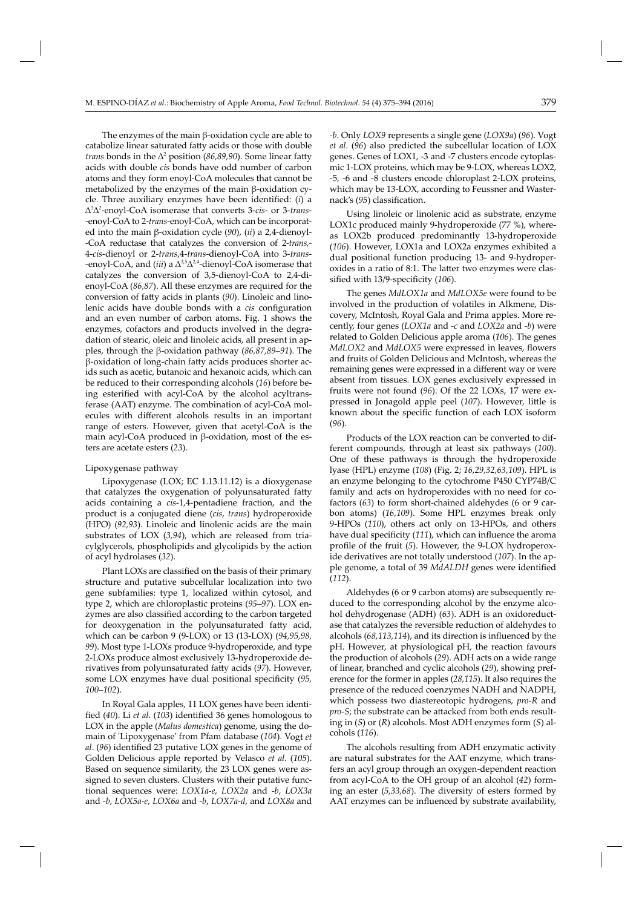The enzymes of the main β-oxidation cycle are able to catabolize linear saturated fatty acids or those with double *trans* bonds in the $\Delta^2$ position (*86,89,90*). Some linear fatty acids with double *cis* bonds have odd number of carbon atoms and they form enoyl-CoA molecules that cannot be metabolized by the enzymes of the main β-oxidation cycle. Three auxiliary enzymes have been identified: (*i*) a $\Delta^3\Delta^2$-enoyl-CoA isomerase that converts 3-*cis*- or 3-*trans*-enoyl-CoA to 2-*trans*-enoyl-CoA, which can be incorporated into the main β-oxidation cycle (*90*), (*ii*) a 2,4-dienoyl-CoA reductase that catalyzes the conversion of 2-*trans*,-4-*cis*-dienoyl or 2-*trans*,4-*trans*-dienoyl-CoA into 3-*trans*-enoyl-CoA, and (*iii*) a $\Delta^{3,5}\Delta^{2,4}$-dienoyl-CoA isomerase that catalyzes the conversion of 3,5-dienoyl-CoA to 2,4-dienoyl-CoA (*86,87*). All these enzymes are required for the conversion of fatty acids in plants (*90*). Linoleic and linolenic acids have double bonds with a *cis* configuration and an even number of carbon atoms. Fig. 1 shows the enzymes, cofactors and products involved in the degradation of stearic, oleic and linoleic acids, all present in apples, through the β-oxidation pathway (*86,87,89–91*). The β-oxidation of long-chain fatty acids produces shorter acids such as acetic, butanoic and hexanoic acids, which can be reduced to their corresponding alcohols (*16*) before being esterified with acyl-CoA by the alcohol acyltransferase (AAT) enzyme. The combination of acyl-CoA molecules with different alcohols results in an important range of esters. However, given that acetyl-CoA is the main acyl-CoA produced in β-oxidation, most of the esters are acetate esters (*23*).

### Lipoxygenase pathway

Lipoxygenase (LOX; EC 1.13.11.12) is a dioxygenase that catalyzes the oxygenation of polyunsaturated fatty acids containing a *cis*-1,4-pentadiene fraction, and the product is a conjugated diene (*cis*, *trans*) hydroperoxide (HPO) (*92,93*). Linoleic and linolenic acids are the main substrates of LOX (*3,94*), which are released from triacylglycerols, phospholipids and glycolipids by the action of acyl hydrolases (*32*).

Plant LOXs are classified on the basis of their primary structure and putative subcellular localization into two gene subfamilies: type 1, localized within cytosol, and type 2, which are chloroplastic proteins (*95–97*). LOX enzymes are also classified according to the carbon targeted for deoxygenation in the polyunsaturated fatty acid, which can be carbon 9 (9-LOX) or 13 (13-LOX) (*94,95,98, 99*). Most type 1-LOXs produce 9-hydroperoxide, and type 2-LOXs produce almost exclusively 13-hydroperoxide derivatives from polyunsaturated fatty acids (*97*). However, some LOX enzymes have dual positional specificity (*95, 100–102*).

In Royal Gala apples, 11 LOX genes have been identified (*40*). Li *et al*. (*103*) identified 36 genes homologous to LOX in the apple (*Malus domestica*) genome, using the domain of 'Lipoxygenase' from Pfam database (*104*). Vogt *et al*. (*96*) identified 23 putative LOX genes in the genome of Golden Delicious apple reported by Velasco *et al*. (*105*). Based on sequence similarity, the 23 LOX genes were assigned to seven clusters. Clusters with their putative functional sequences were: *LOX1a-e*, *LOX2a* and *-b*, *LOX3a* and *-b*, *LOX5a-e*, *LOX6a* and *-b*, *LOX7a-d*, and *LOX8a* and *-b*. Only *LOX9* represents a single gene (*LOX9a*) (*96*). Vogt *et al*. (*96*) also predicted the subcellular location of LOX genes. Genes of LOX1, -3 and -7 clusters encode cytoplasmic 1-LOX proteins, which may be 9-LOX, whereas LOX2, -5, -6 and -8 clusters encode chloroplast 2-LOX proteins, which may be 13-LOX, according to Feussner and Wasternack's (*95*) classification.

Using linoleic or linolenic acid as substrate, enzyme LOX1c produced mainly 9-hydroperoxide (77 %), whereas LOX2b produced predominantly 13-hydroperoxide (*106*). However, LOX1a and LOX2a enzymes exhibited a dual positional function producing 13- and 9-hydroperoxides in a ratio of 8:1. The latter two enzymes were classified with 13/9-specificity (*106*).

The genes *MdLOX1a* and *MdLOX5e* were found to be involved in the production of volatiles in Alkmene, Discovery, McIntosh, Royal Gala and Prima apples. More recently, four genes (*LOX1a* and *-c* and *LOX2a* and *-b*) were related to Golden Delicious apple aroma (*106*). The genes *MdLOX2* and *MdLOX5* were expressed in leaves, flowers and fruits of Golden Delicious and McIntosh, whereas the remaining genes were expressed in a different way or were absent from tissues. LOX genes exclusively expressed in fruits were not found (*96*). Of the 22 LOXs, 17 were expressed in Jonagold apple peel (*107*). However, little is known about the specific function of each LOX isoform (*96*).

Products of the LOX reaction can be converted to different compounds, through at least six pathways (*100*). One of these pathways is through the hydroperoxide lyase (HPL) enzyme (*108*) (Fig. 2; *16,29,32,63,109*). HPL is an enzyme belonging to the cytochrome P450 CYP74B/C family and acts on hydroperoxides with no need for cofactors (*63*) to form short-chained aldehydes (6 or 9 carbon atoms) (*16,109*). Some HPL enzymes break only 9-HPOs (*110*), others act only on 13-HPOs, and others have dual specificity (*111*), which can influence the aroma profile of the fruit (*5*). However, the 9-LOX hydroperoxide derivatives are not totally understood (*107*). In the apple genome, a total of 39 *MdALDH* genes were identified (*112*).

Aldehydes (6 or 9 carbon atoms) are subsequently reduced to the corresponding alcohol by the enzyme alcohol dehydrogenase (ADH) (*63*). ADH is an oxidoreductase that catalyzes the reversible reduction of aldehydes to alcohols (*68,113,114*), and its direction is influenced by the pH. However, at physiological pH, the reaction favours the production of alcohols (*29*). ADH acts on a wide range of linear, branched and cyclic alcohols (*29*), showing preference for the former in apples (*28,115*). It also requires the presence of the reduced coenzymes NADH and NADPH, which possess two diastereotopic hydrogens, *pro-R* and *pro-S*; the substrate can be attacked from both ends resulting in (*S*) or (*R*) alcohols. Most ADH enzymes form (*S*) alcohols (*116*).

The alcohols resulting from ADH enzymatic activity are natural substrates for the AAT enzyme, which transfers an acyl group through an oxygen-dependent reaction from acyl-CoA to the OH group of an alcohol (*42*) forming an ester (*5,33,68*). The diversity of esters formed by AAT enzymes can be influenced by substrate availability,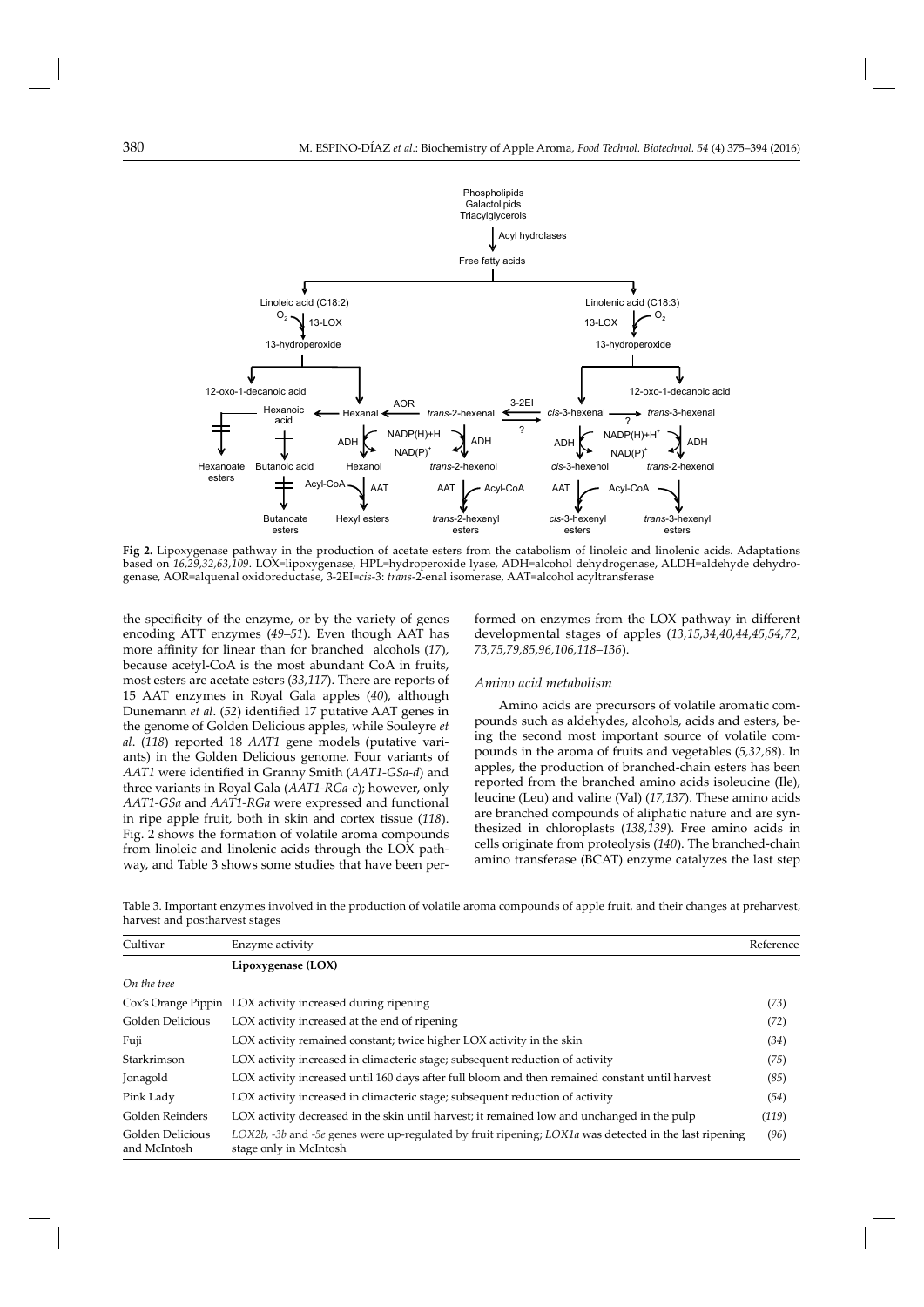**Fig 2.** Lipoxygenase pathway in the production of acetate esters from the catabolism of linoleic and linolenic acids. Adaptations based on *16,29,32,63,109*. LOX=lipoxygenase, HPL=hydroperoxide lyase, ADH=alcohol dehydrogenase, ALDH=aldehyde dehydrogenase, AOR=alquenal oxidoreductase, 3-2EI=*cis*-3: *trans*-2-enal isomerase, AAT=alcohol acyltransferase

the specificity of the enzyme, or by the variety of genes encoding ATT enzymes (*49–51*). Even though AAT has more affinity for linear than for branched alcohols (*17*), because acetyl-CoA is the most abundant CoA in fruits, most esters are acetate esters (*33,117*). There are reports of 15 AAT enzymes in Royal Gala apples (*40*), although Dunemann *et al*. (*52*) identified 17 putative AAT genes in the genome of Golden Delicious apples, while Souleyre *et al*. (*118*) reported 18 *AAT1* gene models (putative variants) in the Golden Delicious genome. Four variants of *AAT1* were identified in Granny Smith (*AAT1-GSa-d*) and three variants in Royal Gala (*AAT1-RGa-c*); however, only *AAT1-GSa* and *AAT1-RGa* were expressed and functional in ripe apple fruit, both in skin and cortex tissue (*118*). Fig. 2 shows the formation of volatile aroma compounds from linoleic and linolenic acids through the LOX pathway, and Table 3 shows some studies that have been performed on enzymes from the LOX pathway in different developmental stages of apples (*13,15,34,40,44,45,54,72,73,75,79,85,96,106,118–136*).

### Amino acid metabolism

Amino acids are precursors of volatile aromatic compounds such as aldehydes, alcohols, acids and esters, being the second most important source of volatile compounds in the aroma of fruits and vegetables (*5,32,68*). In apples, the production of branched-chain esters has been reported from the branched amino acids isoleucine (Ile), leucine (Leu) and valine (Val) (*17,137*). These amino acids are branched compounds of aliphatic nature and are synthesized in chloroplasts (*138,139*). Free amino acids in cells originate from proteolysis (*140*). The branched-chain amino transferase (BCAT) enzyme catalyzes the last step

Table 3. Important enzymes involved in the production of volatile aroma compounds of apple fruit, and their changes at preharvest, harvest and postharvest stages

| Cultivar | Enzyme activity | Reference |
|---|---|---|
| | **Lipoxygenase (LOX)** | |
| *On the tree* | | |
| Cox's Orange Pippin | LOX activity increased during ripening | (*73*) |
| Golden Delicious | LOX activity increased at the end of ripening | (*72*) |
| Fuji | LOX activity remained constant; twice higher LOX activity in the skin | (*34*) |
| Starkrimson | LOX activity increased in climacteric stage; subsequent reduction of activity | (*75*) |
| Jonagold | LOX activity increased until 160 days after full bloom and then remained constant until harvest | (*85*) |
| Pink Lady | LOX activity increased in climacteric stage; subsequent reduction of activity | (*54*) |
| Golden Reinders | LOX activity decreased in the skin until harvest; it remained low and unchanged in the pulp | (*119*) |
| Golden Delicious and McIntosh | *LOX2b, -3b* and *-5e* genes were up-regulated by fruit ripening; *LOX1a* was detected in the last ripening stage only in McIntosh | (*96*) |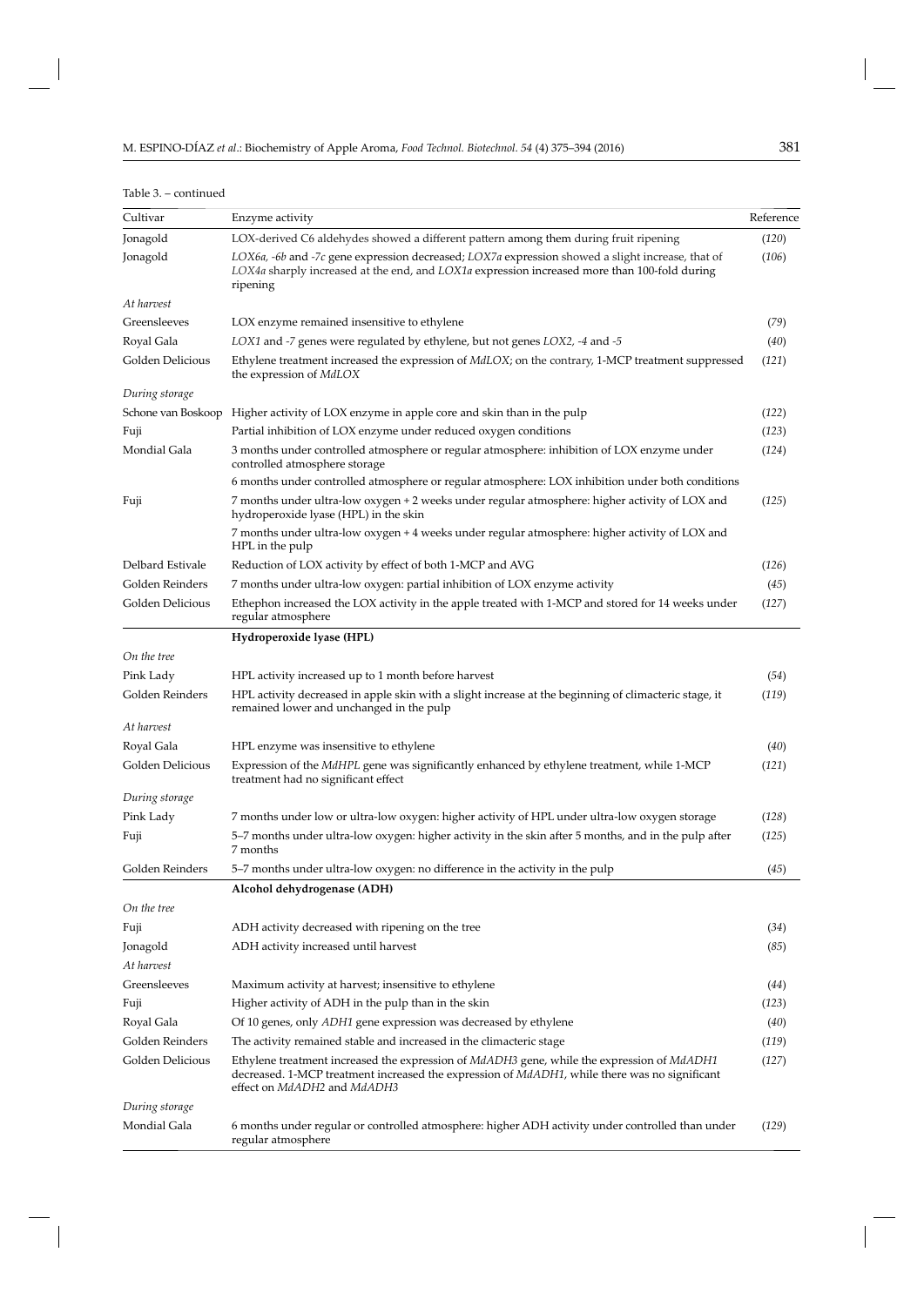Table 3. – continued

| Cultivar | Enzyme activity | Reference |
|---|---|---|
| Jonagold | LOX-derived C6 aldehydes showed a different pattern among them during fruit ripening | (*120*) |
| Jonagold | *LOX6a*, *-6b* and *-7c* gene expression decreased; *LOX7a* expression showed a slight increase, that of *LOX4a* sharply increased at the end, and *LOX1a* expression increased more than 100-fold during ripening | (*106*) |
| *At harvest* | | |
| Greensleeves | LOX enzyme remained insensitive to ethylene | (*79*) |
| Royal Gala | *LOX1* and *-7* genes were regulated by ethylene, but not genes *LOX2*, *-4* and *-5* | (*40*) |
| Golden Delicious | Ethylene treatment increased the expression of *MdLOX*; on the contrary, 1-MCP treatment suppressed the expression of *MdLOX* | (*121*) |
| *During storage* | | |
| Schone van Boskoop | Higher activity of LOX enzyme in apple core and skin than in the pulp | (*122*) |
| Fuji | Partial inhibition of LOX enzyme under reduced oxygen conditions | (*123*) |
| Mondial Gala | 3 months under controlled atmosphere or regular atmosphere: inhibition of LOX enzyme under controlled atmosphere storage | (*124*) |
| | 6 months under controlled atmosphere or regular atmosphere: LOX inhibition under both conditions | |
| Fuji | 7 months under ultra-low oxygen + 2 weeks under regular atmosphere: higher activity of LOX and hydroperoxide lyase (HPL) in the skin | (*125*) |
| | 7 months under ultra-low oxygen + 4 weeks under regular atmosphere: higher activity of LOX and HPL in the pulp | |
| Delbard Estivale | Reduction of LOX activity by effect of both 1-MCP and AVG | (*126*) |
| Golden Reinders | 7 months under ultra-low oxygen: partial inhibition of LOX enzyme activity | (*45*) |
| Golden Delicious | Ethephon increased the LOX activity in the apple treated with 1-MCP and stored for 14 weeks under regular atmosphere | (*127*) |
| | **Hydroperoxide lyase (HPL)** | |
| *On the tree* | | |
| Pink Lady | HPL activity increased up to 1 month before harvest | (*54*) |
| Golden Reinders | HPL activity decreased in apple skin with a slight increase at the beginning of climacteric stage, it remained lower and unchanged in the pulp | (*119*) |
| *At harvest* | | |
| Royal Gala | HPL enzyme was insensitive to ethylene | (*40*) |
| Golden Delicious | Expression of the *MdHPL* gene was significantly enhanced by ethylene treatment, while 1-MCP treatment had no significant effect | (*121*) |
| *During storage* | | |
| Pink Lady | 7 months under low or ultra-low oxygen: higher activity of HPL under ultra-low oxygen storage | (*128*) |
| Fuji | 5–7 months under ultra-low oxygen: higher activity in the skin after 5 months, and in the pulp after 7 months | (*125*) |
| Golden Reinders | 5–7 months under ultra-low oxygen: no difference in the activity in the pulp | (*45*) |
| | **Alcohol dehydrogenase (ADH)** | |
| *On the tree* | | |
| Fuji | ADH activity decreased with ripening on the tree | (*34*) |
| Jonagold | ADH activity increased until harvest | (*85*) |
| *At harvest* | | |
| Greensleeves | Maximum activity at harvest; insensitive to ethylene | (*44*) |
| Fuji | Higher activity of ADH in the pulp than in the skin | (*123*) |
| Royal Gala | Of 10 genes, only *ADH1* gene expression was decreased by ethylene | (*40*) |
| Golden Reinders | The activity remained stable and increased in the climacteric stage | (*119*) |
| Golden Delicious | Ethylene treatment increased the expression of *MdADH3* gene, while the expression of *MdADH1* decreased. 1-MCP treatment increased the expression of *MdADH1*, while there was no significant effect on *MdADH2* and *MdADH3* | (*127*) |
| *During storage* | | |
| Mondial Gala | 6 months under regular or controlled atmosphere: higher ADH activity under controlled than under regular atmosphere | (*129*) |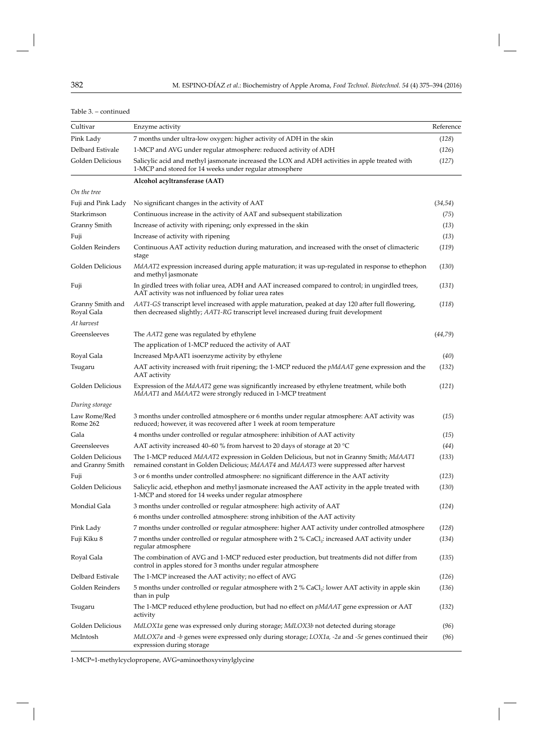Table 3. – continued

| Cultivar | Enzyme activity | Reference |
|---|---|---|
| Pink Lady | 7 months under ultra-low oxygen: higher activity of ADH in the skin | (*128*) |
| Delbard Estivale | 1-MCP and AVG under regular atmosphere: reduced activity of ADH | (*126*) |
| Golden Delicious | Salicylic acid and methyl jasmonate increased the LOX and ADH activities in apple treated with 1-MCP and stored for 14 weeks under regular atmosphere | (*127*) |
| | **Alcohol acyltransferase (AAT)** | |
| *On the tree* | | |
| Fuji and Pink Lady | No significant changes in the activity of AAT | (*34,54*) |
| Starkrimson | Continuous increase in the activity of AAT and subsequent stabilization | (*75*) |
| Granny Smith | Increase of activity with ripening; only expressed in the skin | (*13*) |
| Fuji | Increase of activity with ripening | (*13*) |
| Golden Reinders | Continuous AAT activity reduction during maturation, and increased with the onset of climacteric stage | (*119*) |
| Golden Delicious | *MdAAT2* expression increased during apple maturation; it was up-regulated in response to ethephon and methyl jasmonate | (*130*) |
| Fuji | In girdled trees with foliar urea, ADH and AAT increased compared to control; in ungirdled trees, AAT activity was not influenced by foliar urea rates | (*131*) |
| Granny Smith and Royal Gala | *AAT1-GS* transcript level increased with apple maturation, peaked at day 120 after full flowering, then decreased slightly; *AAT1-RG* transcript level increased during fruit development | (*118*) |
| *At harvest* | | |
| Greensleeves | The *AAT2* gene was regulated by ethylene | (*44,79*) |
| | The application of 1-MCP reduced the activity of AAT | |
| Royal Gala | Increased MpAAT1 isoenzyme activity by ethylene | (*40*) |
| Tsugaru | AAT activity increased with fruit ripening; the 1-MCP reduced the *pMdAAT* gene expression and the AAT activity | (*132*) |
| Golden Delicious | Expression of the *MdAAT2* gene was significantly increased by ethylene treatment, while both *MdAAT1* and *MdAAT2* were strongly reduced in 1-MCP treatment | (*121*) |
| *During storage* | | |
| Law Rome/Red Rome 262 | 3 months under controlled atmosphere or 6 months under regular atmosphere: AAT activity was reduced; however, it was recovered after 1 week at room temperature | (*15*) |
| Gala | 4 months under controlled or regular atmosphere: inhibition of AAT activity | (*15*) |
| Greensleeves | AAT activity increased 40–60 % from harvest to 20 days of storage at 20 °C | (*44*) |
| Golden Delicious and Granny Smith | The 1-MCP reduced *MdAAT2* expression in Golden Delicious, but not in Granny Smith; *MdAAT1* remained constant in Golden Delicious; *MdAAT4* and *MdAAT3* were suppressed after harvest | (*133*) |
| Fuji | 3 or 6 months under controlled atmosphere: no significant difference in the AAT activity | (*123*) |
| Golden Delicious | Salicylic acid, ethephon and methyl jasmonate increased the AAT activity in the apple treated with 1-MCP and stored for 14 weeks under regular atmosphere | (*130*) |
| Mondial Gala | 3 months under controlled or regular atmosphere: high activity of AAT | (*124*) |
| | 6 months under controlled atmosphere: strong inhibition of the AAT activity | |
| Pink Lady | 7 months under controlled or regular atmosphere: higher AAT activity under controlled atmosphere | (*128*) |
| Fuji Kiku 8 | 7 months under controlled or regular atmosphere with 2 % $CaCl_2$: increased AAT activity under regular atmosphere | (*134*) |
| Royal Gala | The combination of AVG and 1-MCP reduced ester production, but treatments did not differ from control in apples stored for 3 months under regular atmosphere | (*135*) |
| Delbard Estivale | The 1-MCP increased the AAT activity; no effect of AVG | (*126*) |
| Golden Reinders | 5 months under controlled or regular atmosphere with 2 % $CaCl_2$: lower AAT activity in apple skin than in pulp | (*136*) |
| Tsugaru | The 1-MCP reduced ethylene production, but had no effect on *pMdAAT* gene expression or AAT activity | (*132*) |
| Golden Delicious | *MdLOX1a* gene was expressed only during storage; *MdLOX3b* not detected during storage | (*96*) |
| McIntosh | *MdLOX7a* and *-b* genes were expressed only during storage; *LOX1a, -2a* and *-5e* genes continued their expression during storage | (*96*) |

1-MCP=1-methylcyclopropene, AVG=aminoethoxyvinylglycine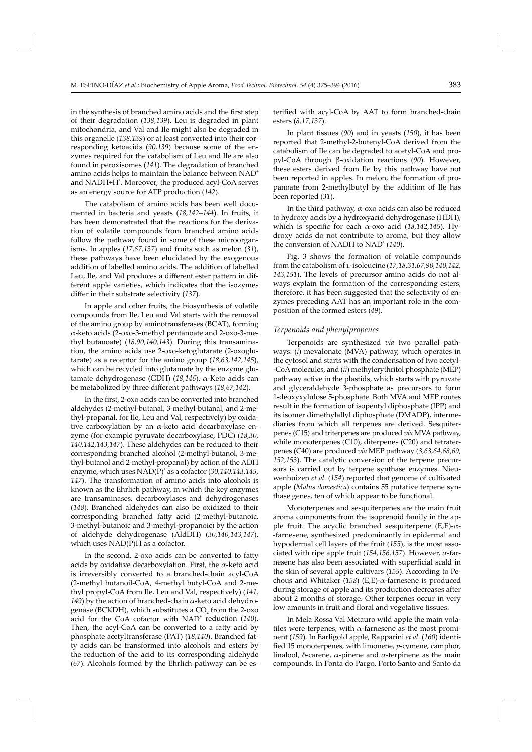in the synthesis of branched amino acids and the first step of their degradation (*138,139*). Leu is degraded in plant mitochondria, and Val and Ile might also be degraded in this organelle (*138,139*) or at least converted into their corresponding ketoacids (*90,139*) because some of the enzymes required for the catabolism of Leu and Ile are also found in peroxisomes (*141*). The degradation of branched amino acids helps to maintain the balance between $NAD^+$ and NADH+$H^+$. Moreover, the produced acyl-CoA serves as an energy source for ATP production (*142*).

The catabolism of amino acids has been well documented in bacteria and yeasts (*18,142–144*). In fruits, it has been demonstrated that the reactions for the derivation of volatile compounds from branched amino acids follow the pathway found in some of these microorganisms. In apples (*17,67,137*) and fruits such as melon (*31*), these pathways have been elucidated by the exogenous addition of labelled amino acids. The addition of labelled Leu, Ile, and Val produces a different ester pattern in different apple varieties, which indicates that the isozymes differ in their substrate selectivity (*137*).

In apple and other fruits, the biosynthesis of volatile compounds from Ile, Leu and Val starts with the removal of the amino group by aminotransferases (BCAT), forming α-keto acids (2-oxo-3-methyl pentanoate and 2-oxo-3-methyl butanoate) (*18,90,140,143*). During this transamination, the amino acids use 2-oxo-ketoglutarate (2-oxoglutarate) as a receptor for the amino group (*18,63,142,145*), which can be recycled into glutamate by the enzyme glutamate dehydrogenase (GDH) (*18,146*). α-Keto acids can be metabolized by three different pathways (*18,67,142*).

In the first, 2-oxo acids can be converted into branched aldehydes (2-methyl-butanal, 3-methyl-butanal, and 2-methyl-propanal, for Ile, Leu and Val, respectively) by oxidative carboxylation by an α-keto acid decarboxylase enzyme (for example pyruvate decarboxylase, PDC) (*18,30, 140,142,143,147*). These aldehydes can be reduced to their corresponding branched alcohol (2-methyl-butanol, 3-methyl-butanol and 2-methyl-propanol) by action of the ADH enzyme, which uses $NAD(P)^+$ as a cofactor (*30,140,143,145, 147*). The transformation of amino acids into alcohols is known as the Ehrlich pathway, in which the key enzymes are transaminases, decarboxylases and dehydrogenases (*148*). Branched aldehydes can also be oxidized to their corresponding branched fatty acid (2-methyl-butanoic, 3-methyl-butanoic and 3-methyl-propanoic) by the action of aldehyde dehydrogenase (AldDH) (*30,140,143,147*), which uses NAD(P)H as a cofactor.

In the second, 2-oxo acids can be converted to fatty acids by oxidative decarboxylation. First, the α-keto acid is irreversibly converted to a branched-chain acyl-CoA (2-methyl butanoil-CoA, 4-methyl butyl-CoA and 2-methyl propyl-CoA from Ile, Leu and Val, respectively) (*141, 149*) by the action of branched-chain α-keto acid dehydrogenase (BCKDH), which substitutes a $CO_2$ from the 2-oxo acid for the CoA cofactor with $NAD^+$ reduction (*140*). Then, the acyl-CoA can be converted to a fatty acid by phosphate acetyltransferase (PAT) (*18,140*). Branched fatty acids can be transformed into alcohols and esters by the reduction of the acid to its corresponding aldehyde (*67*). Alcohols formed by the Ehrlich pathway can be esterified with acyl-CoA by AAT to form branched-chain esters (*8,17,137*).

In plant tissues (*90*) and in yeasts (*150*), it has been reported that 2-methyl-2-butenyl-CoA derived from the catabolism of Ile can be degraded to acetyl-CoA and propyl-CoA through β-oxidation reactions (*90*). However, these esters derived from Ile by this pathway have not been reported in apples. In melon, the formation of propanoate from 2-methylbutyl by the addition of Ile has been reported (*31*).

In the third pathway, α-oxo acids can also be reduced to hydroxy acids by a hydroxyacid dehydrogenase (HDH), which is specific for each α-oxo acid (*18,142,145*). Hydroxy acids do not contribute to aroma, but they allow the conversion of NADH to $NAD^+$ (*140*).

Fig. 3 shows the formation of volatile compounds from the catabolism of L-isoleucine (*17,18,31,67,90,140,142, 143,151*). The levels of precursor amino acids do not always explain the formation of the corresponding esters, therefore, it has been suggested that the selectivity of enzymes preceding AAT has an important role in the composition of the formed esters (*49*).

### *Terpenoids and phenylpropenes*

Terpenoids are synthesized *via* two parallel pathways: (*i*) mevalonate (MVA) pathway, which operates in the cytosol and starts with the condensation of two acetyl-CoA molecules, and (*ii*) methylerythritol phosphate (MEP) pathway active in the plastids, which starts with pyruvate and glyceraldehyde 3-phosphate as precursors to form 1-deoxyxylulose 5-phosphate. Both MVA and MEP routes result in the formation of isopentyl diphosphate (IPP) and its isomer dimethylallyl diphosphate (DMADP), intermediaries from which all terpenes are derived. Sesquiterpenes (C15) and triterpenes are produced *via* MVA pathway, while monoterpenes (C10), diterpenes (C20) and tetraterpenes (C40) are produced *via* MEP pathway (*3,63,64,68,69, 152,153*). The catalytic conversion of the terpene precursors is carried out by terpene synthase enzymes. Nieuwenhuizen *et al*. (*154*) reported that genome of cultivated apple (*Malus domestica*) contains 55 putative terpene synthase genes, ten of which appear to be functional.

Monoterpenes and sesquiterpenes are the main fruit aroma components from the isoprenoid family in the apple fruit. The acyclic branched sesquiterpene (E,E)-α-farnesene, synthesized predominantly in epidermal and hypodermal cell layers of the fruit (*155*), is the most associated with ripe apple fruit (*154,156,157*). However, α-farnesene has also been associated with superficial scald in the skin of several apple cultivars (*155*). According to Pechous and Whitaker (*158*) (E,E)-α-farnesene is produced during storage of apple and its production decreases after about 2 months of storage. Other terpenes occur in very low amounts in fruit and floral and vegetative tissues.

In Mela Rossa Val Metauro wild apple the main volatiles were terpenes, with α-farnesene as the most prominent (*159*). In Earligold apple, Rapparini *et al*. (*160*) identified 15 monoterpenes, with limonene, *p*-cymene, camphor, linalool, δ-carene, α-pinene and α-terpinene as the main compounds. In Ponta do Pargo, Porto Santo and Santo da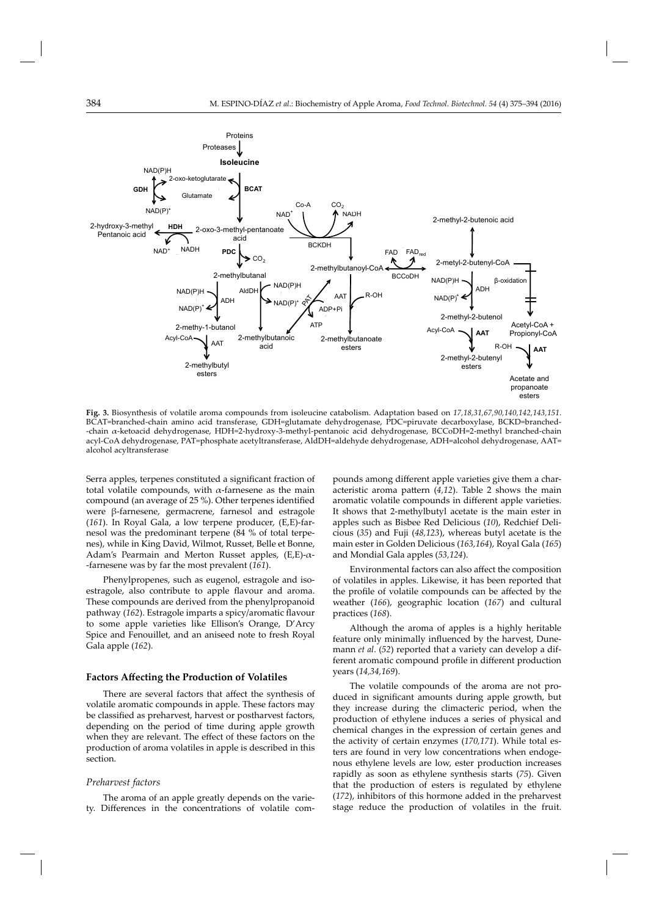**Fig. 3.** Biosynthesis of volatile aroma compounds from isoleucine catabolism. Adaptation based on *17,18,31,67,90,140,142,143,151*. BCAT=branched-chain amino acid transferase, GDH=glutamate dehydrogenase, PDC=piruvate decarboxylase, BCKD=branched--chain α-ketoacid dehydrogenase, HDH=2-hydroxy-3-methyl-pentanoic acid dehydrogenase, BCCoDH=2-methyl branched-chain acyl-CoA dehydrogenase, PAT=phosphate acetyltransferase, AldDH=aldehyde dehydrogenase, ADH=alcohol dehydrogenase, AAT=alcohol acyltransferase

Serra apples, terpenes constituted a significant fraction of total volatile compounds, with α-farnesene as the main compound (an average of 25 %). Other terpenes identified were β-farnesene, germacrene, farnesol and estragole (*161*). In Royal Gala, a low terpene producer, (E,E)-farnesol was the predominant terpene (84 % of total terpenes), while in King David, Wilmot, Russet, Belle et Bonne, Adam's Pearmain and Merton Russet apples, (E,E)-α--farnesene was by far the most prevalent (*161*).

Phenylpropenes, such as eugenol, estragole and isoestragole, also contribute to apple flavour and aroma. These compounds are derived from the phenylpropanoid pathway (*162*). Estragole imparts a spicy/aromatic flavour to some apple varieties like Ellison's Orange, D'Arcy Spice and Fenouillet, and an aniseed note to fresh Royal Gala apple (*162*).

## Factors Affecting the Production of Volatiles

There are several factors that affect the synthesis of volatile aromatic compounds in apple. These factors may be classified as preharvest, harvest or postharvest factors, depending on the period of time during apple growth when they are relevant. The effect of these factors on the production of aroma volatiles in apple is described in this section.

### *Preharvest factors*

The aroma of an apple greatly depends on the variety. Differences in the concentrations of volatile compounds among different apple varieties give them a characteristic aroma pattern (*4,12*). Table 2 shows the main aromatic volatile compounds in different apple varieties. It shows that 2-methylbutyl acetate is the main ester in apples such as Bisbee Red Delicious (*10*), Redchief Delicious (*35*) and Fuji (*48,123*), whereas butyl acetate is the main ester in Golden Delicious (*163,164*), Royal Gala (*165*) and Mondial Gala apples (*53,124*).

Environmental factors can also affect the composition of volatiles in apples. Likewise, it has been reported that the profile of volatile compounds can be affected by the weather (*166*), geographic location (*167*) and cultural practices (*168*).

Although the aroma of apples is a highly heritable feature only minimally influenced by the harvest, Dunemann *et al*. (*52*) reported that a variety can develop a different aromatic compound profile in different production years (*14,34,169*).

The volatile compounds of the aroma are not produced in significant amounts during apple growth, but they increase during the climacteric period, when the production of ethylene induces a series of physical and chemical changes in the expression of certain genes and the activity of certain enzymes (*170,171*). While total esters are found in very low concentrations when endogenous ethylene levels are low, ester production increases rapidly as soon as ethylene synthesis starts (*75*). Given that the production of esters is regulated by ethylene (*172*), inhibitors of this hormone added in the preharvest stage reduce the production of volatiles in the fruit.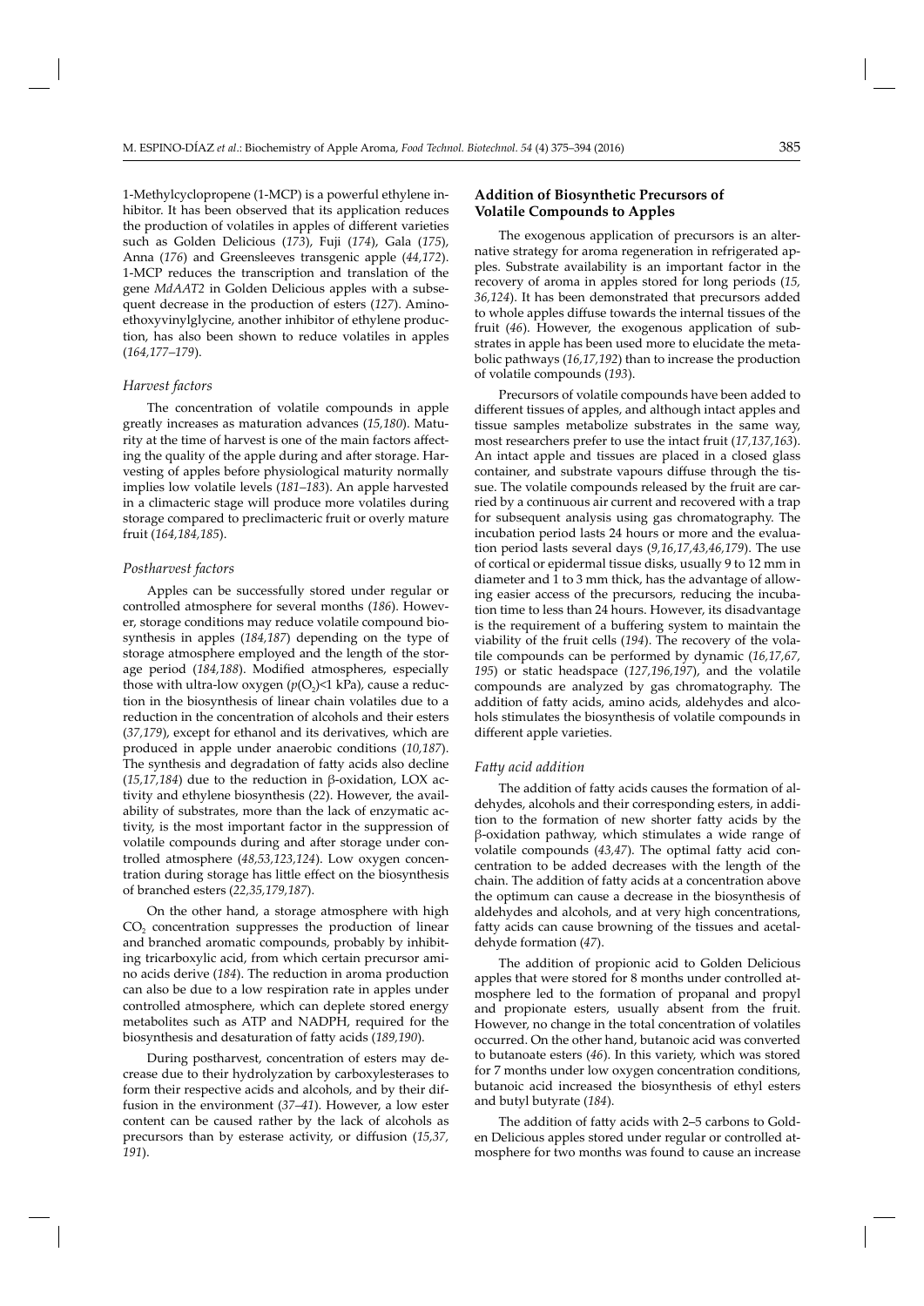1-Methylcyclopropene (1-MCP) is a powerful ethylene inhibitor. It has been observed that its application reduces the production of volatiles in apples of different varieties such as Golden Delicious (*173*), Fuji (*174*), Gala (*175*), Anna (*176*) and Greensleeves transgenic apple (*44,172*). 1-MCP reduces the transcription and translation of the gene *MdAAT2* in Golden Delicious apples with a subsequent decrease in the production of esters (*127*). Aminoethoxyvinylglycine, another inhibitor of ethylene production, has also been shown to reduce volatiles in apples (*164,177–179*).

### *Harvest factors*

The concentration of volatile compounds in apple greatly increases as maturation advances (*15,180*). Maturity at the time of harvest is one of the main factors affecting the quality of the apple during and after storage. Harvesting of apples before physiological maturity normally implies low volatile levels (*181–183*). An apple harvested in a climacteric stage will produce more volatiles during storage compared to preclimacteric fruit or overly mature fruit (*164,184,185*).

### *Postharvest factors*

Apples can be successfully stored under regular or controlled atmosphere for several months (*186*). However, storage conditions may reduce volatile compound biosynthesis in apples (*184,187*) depending on the type of storage atmosphere employed and the length of the storage period (*184,188*). Modified atmospheres, especially those with ultra-low oxygen ($p(O_2)$<1 kPa), cause a reduction in the biosynthesis of linear chain volatiles due to a reduction in the concentration of alcohols and their esters (*37,179*), except for ethanol and its derivatives, which are produced in apple under anaerobic conditions (*10,187*). The synthesis and degradation of fatty acids also decline (*15,17,184*) due to the reduction in β-oxidation, LOX activity and ethylene biosynthesis (*22*). However, the availability of substrates, more than the lack of enzymatic activity, is the most important factor in the suppression of volatile compounds during and after storage under controlled atmosphere (*48,53,123,124*). Low oxygen concentration during storage has little effect on the biosynthesis of branched esters (*22,35,179,187*).

On the other hand, a storage atmosphere with high $CO_2$ concentration suppresses the production of linear and branched aromatic compounds, probably by inhibiting tricarboxylic acid, from which certain precursor amino acids derive (*184*). The reduction in aroma production can also be due to a low respiration rate in apples under controlled atmosphere, which can deplete stored energy metabolites such as ATP and NADPH, required for the biosynthesis and desaturation of fatty acids (*189,190*).

During postharvest, concentration of esters may decrease due to their hydrolyzation by carboxylesterases to form their respective acids and alcohols, and by their diffusion in the environment (*37–41*). However, a low ester content can be caused rather by the lack of alcohols as precursors than by esterase activity, or diffusion (*15,37, 191*).

## Addition of Biosynthetic Precursors of Volatile Compounds to Apples

The exogenous application of precursors is an alternative strategy for aroma regeneration in refrigerated apples. Substrate availability is an important factor in the recovery of aroma in apples stored for long periods (*15, 36,124*). It has been demonstrated that precursors added to whole apples diffuse towards the internal tissues of the fruit (*46*). However, the exogenous application of substrates in apple has been used more to elucidate the metabolic pathways (*16,17,192*) than to increase the production of volatile compounds (*193*).

Precursors of volatile compounds have been added to different tissues of apples, and although intact apples and tissue samples metabolize substrates in the same way, most researchers prefer to use the intact fruit (*17,137,163*). An intact apple and tissues are placed in a closed glass container, and substrate vapours diffuse through the tissue. The volatile compounds released by the fruit are carried by a continuous air current and recovered with a trap for subsequent analysis using gas chromatography. The incubation period lasts 24 hours or more and the evaluation period lasts several days (*9,16,17,43,46,179*). The use of cortical or epidermal tissue disks, usually 9 to 12 mm in diameter and 1 to 3 mm thick, has the advantage of allowing easier access of the precursors, reducing the incubation time to less than 24 hours. However, its disadvantage is the requirement of a buffering system to maintain the viability of the fruit cells (*194*). The recovery of the volatile compounds can be performed by dynamic (*16,17,67, 195*) or static headspace (*127,196,197*), and the volatile compounds are analyzed by gas chromatography. The addition of fatty acids, amino acids, aldehydes and alcohols stimulates the biosynthesis of volatile compounds in different apple varieties.

### *Fatty acid addition*

The addition of fatty acids causes the formation of aldehydes, alcohols and their corresponding esters, in addition to the formation of new shorter fatty acids by the β-oxidation pathway, which stimulates a wide range of volatile compounds (*43,47*). The optimal fatty acid concentration to be added decreases with the length of the chain. The addition of fatty acids at a concentration above the optimum can cause a decrease in the biosynthesis of aldehydes and alcohols, and at very high concentrations, fatty acids can cause browning of the tissues and acetaldehyde formation (*47*).

The addition of propionic acid to Golden Delicious apples that were stored for 8 months under controlled atmosphere led to the formation of propanal and propyl and propionate esters, usually absent from the fruit. However, no change in the total concentration of volatiles occurred. On the other hand, butanoic acid was converted to butanoate esters (*46*). In this variety, which was stored for 7 months under low oxygen concentration conditions, butanoic acid increased the biosynthesis of ethyl esters and butyl butyrate (*184*).

The addition of fatty acids with 2–5 carbons to Golden Delicious apples stored under regular or controlled atmosphere for two months was found to cause an increase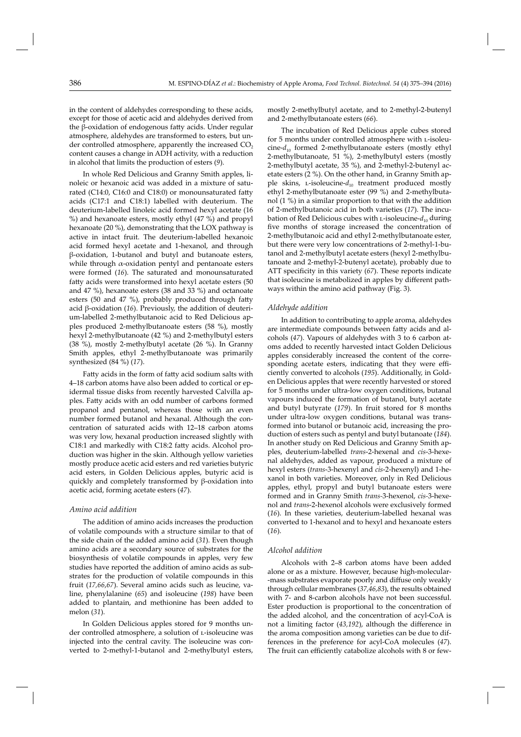in the content of aldehydes corresponding to these acids, except for those of acetic acid and aldehydes derived from the β-oxidation of endogenous fatty acids. Under regular atmosphere, aldehydes are transformed to esters, but under controlled atmosphere, apparently the increased $CO_2$ content causes a change in ADH activity, with a reduction in alcohol that limits the production of esters (*9*).

In whole Red Delicious and Granny Smith apples, linoleic or hexanoic acid was added in a mixture of saturated (C14:0, C16:0 and C18:0) or monounsaturated fatty acids (C17:1 and C18:1) labelled with deuterium. The deuterium-labelled linoleic acid formed hexyl acetate (16 %) and hexanoate esters, mostly ethyl (47 %) and propyl hexanoate (20 %), demonstrating that the LOX pathway is active in intact fruit. The deuterium-labelled hexanoic acid formed hexyl acetate and 1-hexanol, and through β-oxidation, 1-butanol and butyl and butanoate esters, while through α-oxidation pentyl and pentanoate esters were formed (*16*). The saturated and monounsaturated fatty acids were transformed into hexyl acetate esters (50 and 47 %), hexanoate esters (38 and 33 %) and octanoate esters (50 and 47 %), probably produced through fatty acid β-oxidation (*16*). Previously, the addition of deuterium-labelled 2-methylbutanoic acid to Red Delicious apples produced 2-methylbutanoate esters (58 %), mostly hexyl 2-methylbutanoate (42 %) and 2-methylbutyl esters (38 %), mostly 2-methylbutyl acetate (26 %). In Granny Smith apples, ethyl 2-methylbutanoate was primarily synthesized (84 %) (*17*).

Fatty acids in the form of fatty acid sodium salts with 4–18 carbon atoms have also been added to cortical or epidermal tissue disks from recently harvested Calvilla apples. Fatty acids with an odd number of carbons formed propanol and pentanol, whereas those with an even number formed butanol and hexanal. Although the concentration of saturated acids with 12–18 carbon atoms was very low, hexanal production increased slightly with C18:1 and markedly with C18:2 fatty acids. Alcohol production was higher in the skin. Although yellow varieties mostly produce acetic acid esters and red varieties butyric acid esters, in Golden Delicious apples, butyric acid is quickly and completely transformed by β-oxidation into acetic acid, forming acetate esters (*47*).

### *Amino acid addition*

The addition of amino acids increases the production of volatile compounds with a structure similar to that of the side chain of the added amino acid (*31*). Even though amino acids are a secondary source of substrates for the biosynthesis of volatile compounds in apples, very few studies have reported the addition of amino acids as substrates for the production of volatile compounds in this fruit (*17,66,67*). Several amino acids such as leucine, valine, phenylalanine (*65*) and isoleucine (*198*) have been added to plantain, and methionine has been added to melon (*31*).

In Golden Delicious apples stored for 9 months under controlled atmosphere, a solution of L-isoleucine was injected into the central cavity. The isoleucine was converted to 2-methyl-1-butanol and 2-methylbutyl esters, mostly 2-methylbutyl acetate, and to 2-methyl-2-butenyl and 2-methylbutanoate esters (*66*).

The incubation of Red Delicious apple cubes stored for 5 months under controlled atmosphere with L-isoleucine-$d_{10}$ formed 2-methylbutanoate esters (mostly ethyl 2-methylbutanoate, 51 %), 2-methylbutyl esters (mostly 2-methylbutyl acetate, 35 %), and 2-methyl-2-butenyl acetate esters (2 %). On the other hand, in Granny Smith apple skins, L-isoleucine-$d_{10}$ treatment produced mostly ethyl 2-methylbutanoate ester (99 %) and 2-methylbutanol (1 %) in a similar proportion to that with the addition of 2-methylbutanoic acid in both varieties (*17*). The incubation of Red Delicious cubes with L-isoleucine-$d_{10}$ during five months of storage increased the concentration of 2-methylbutanoic acid and ethyl 2-methylbutanoate ester, but there were very low concentrations of 2-methyl-1-butanol and 2-methylbutyl acetate esters (hexyl 2-methylbutanoate and 2-methyl-2-butenyl acetate), probably due to ATT specificity in this variety (*67*). These reports indicate that isoleucine is metabolized in apples by different pathways within the amino acid pathway (Fig. 3).

### *Aldehyde addition*

In addition to contributing to apple aroma, aldehydes are intermediate compounds between fatty acids and alcohols (*47*). Vapours of aldehydes with 3 to 6 carbon atoms added to recently harvested intact Golden Delicious apples considerably increased the content of the corresponding acetate esters, indicating that they were efficiently converted to alcohols (*195*). Additionally, in Golden Delicious apples that were recently harvested or stored for 5 months under ultra-low oxygen conditions, butanal vapours induced the formation of butanol, butyl acetate and butyl butyrate (*179*). In fruit stored for 8 months under ultra-low oxygen conditions, butanal was transformed into butanol or butanoic acid, increasing the production of esters such as pentyl and butyl butanoate (*184*). In another study on Red Delicious and Granny Smith apples, deuterium-labelled *trans*-2-hexenal and *cis*-3-hexenal aldehydes, added as vapour, produced a mixture of hexyl esters (*trans*-3-hexenyl and *cis*-2-hexenyl) and 1-hexanol in both varieties. Moreover, only in Red Delicious apples, ethyl, propyl and butyl butanoate esters were formed and in Granny Smith *trans*-3-hexenol, *cis*-3-hexenol and *trans*-2-hexenol alcohols were exclusively formed (*16*). In these varieties, deuterium-labelled hexanal was converted to 1-hexanol and to hexyl and hexanoate esters (*16*).

### *Alcohol addition*

Alcohols with 2–8 carbon atoms have been added alone or as a mixture. However, because high-molecular-mass substrates evaporate poorly and diffuse only weakly through cellular membranes (*37,46,83*), the results obtained with 7- and 8-carbon alcohols have not been successful. Ester production is proportional to the concentration of the added alcohol, and the concentration of acyl-CoA is not a limiting factor (*43,192*), although the difference in the aroma composition among varieties can be due to differences in the preference for acyl-CoA molecules (*47*). The fruit can efficiently catabolize alcohols with 8 or few-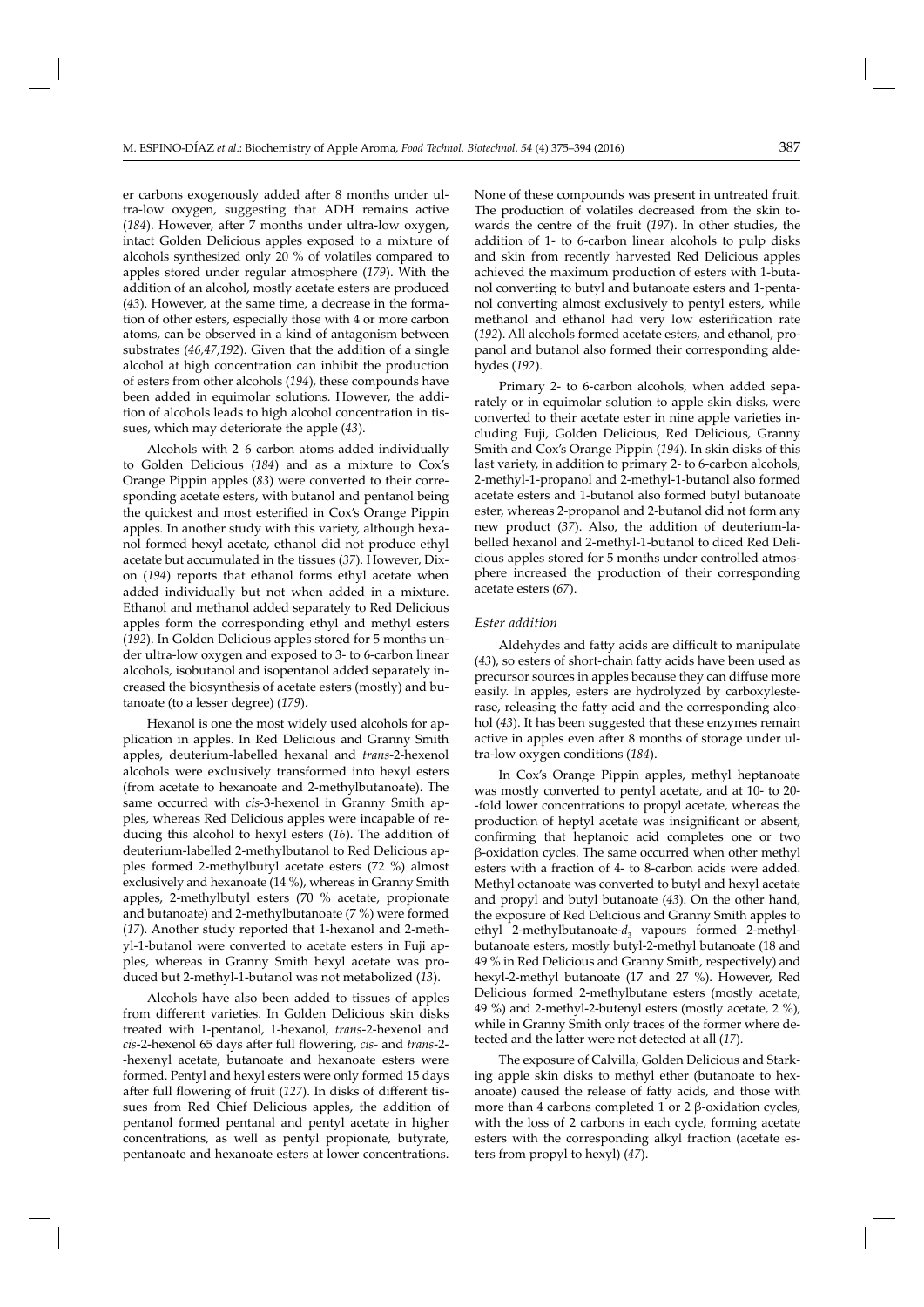er carbons exogenously added after 8 months under ultra-low oxygen, suggesting that ADH remains active (*184*). However, after 7 months under ultra-low oxygen, intact Golden Delicious apples exposed to a mixture of alcohols synthesized only 20 % of volatiles compared to apples stored under regular atmosphere (*179*). With the addition of an alcohol, mostly acetate esters are produced (*43*). However, at the same time, a decrease in the formation of other esters, especially those with 4 or more carbon atoms, can be observed in a kind of antagonism between substrates (*46,47,192*). Given that the addition of a single alcohol at high concentration can inhibit the production of esters from other alcohols (*194*), these compounds have been added in equimolar solutions. However, the addition of alcohols leads to high alcohol concentration in tissues, which may deteriorate the apple (*43*).

Alcohols with 2–6 carbon atoms added individually to Golden Delicious (*184*) and as a mixture to Cox's Orange Pippin apples (*83*) were converted to their corresponding acetate esters, with butanol and pentanol being the quickest and most esterified in Cox's Orange Pippin apples. In another study with this variety, although hexanol formed hexyl acetate, ethanol did not produce ethyl acetate but accumulated in the tissues (*37*). However, Dixon (*194*) reports that ethanol forms ethyl acetate when added individually but not when added in a mixture. Ethanol and methanol added separately to Red Delicious apples form the corresponding ethyl and methyl esters (*192*). In Golden Delicious apples stored for 5 months under ultra-low oxygen and exposed to 3- to 6-carbon linear alcohols, isobutanol and isopentanol added separately increased the biosynthesis of acetate esters (mostly) and butanoate (to a lesser degree) (*179*).

Hexanol is one the most widely used alcohols for application in apples. In Red Delicious and Granny Smith apples, deuterium-labelled hexanal and *trans*-2-hexenol alcohols were exclusively transformed into hexyl esters (from acetate to hexanoate and 2-methylbutanoate). The same occurred with *cis*-3-hexenol in Granny Smith apples, whereas Red Delicious apples were incapable of reducing this alcohol to hexyl esters (*16*). The addition of deuterium-labelled 2-methylbutanol to Red Delicious apples formed 2-methylbutyl acetate esters (72 %) almost exclusively and hexanoate (14 %), whereas in Granny Smith apples, 2-methylbutyl esters (70 % acetate, propionate and butanoate) and 2-methylbutanoate (7 %) were formed (*17*). Another study reported that 1-hexanol and 2-methyl-1-butanol were converted to acetate esters in Fuji apples, whereas in Granny Smith hexyl acetate was produced but 2-methyl-1-butanol was not metabolized (*13*).

Alcohols have also been added to tissues of apples from different varieties. In Golden Delicious skin disks treated with 1-pentanol, 1-hexanol, *trans*-2-hexenol and *cis*-2-hexenol 65 days after full flowering, *cis*- and *trans*-2-hexenyl acetate, butanoate and hexanoate esters were formed. Pentyl and hexyl esters were only formed 15 days after full flowering of fruit (*127*). In disks of different tissues from Red Chief Delicious apples, the addition of pentanol formed pentanal and pentyl acetate in higher concentrations, as well as pentyl propionate, butyrate, pentanoate and hexanoate esters at lower concentrations. None of these compounds was present in untreated fruit. The production of volatiles decreased from the skin towards the centre of the fruit (*197*). In other studies, the addition of 1- to 6-carbon linear alcohols to pulp disks and skin from recently harvested Red Delicious apples achieved the maximum production of esters with 1-butanol converting to butyl and butanoate esters and 1-pentanol converting almost exclusively to pentyl esters, while methanol and ethanol had very low esterification rate (*192*). All alcohols formed acetate esters, and ethanol, propanol and butanol also formed their corresponding aldehydes (*192*).

Primary 2- to 6-carbon alcohols, when added separately or in equimolar solution to apple skin disks, were converted to their acetate ester in nine apple varieties including Fuji, Golden Delicious, Red Delicious, Granny Smith and Cox's Orange Pippin (*194*). In skin disks of this last variety, in addition to primary 2- to 6-carbon alcohols, 2-methyl-1-propanol and 2-methyl-1-butanol also formed acetate esters and 1-butanol also formed butyl butanoate ester, whereas 2-propanol and 2-butanol did not form any new product (*37*). Also, the addition of deuterium-labelled hexanol and 2-methyl-1-butanol to diced Red Delicious apples stored for 5 months under controlled atmosphere increased the production of their corresponding acetate esters (*67*).

### *Ester addition*

Aldehydes and fatty acids are difficult to manipulate (*43*), so esters of short-chain fatty acids have been used as precursor sources in apples because they can diffuse more easily. In apples, esters are hydrolyzed by carboxylesterase, releasing the fatty acid and the corresponding alcohol (*43*). It has been suggested that these enzymes remain active in apples even after 8 months of storage under ultra-low oxygen conditions (*184*).

In Cox's Orange Pippin apples, methyl heptanoate was mostly converted to pentyl acetate, and at 10- to 20-fold lower concentrations to propyl acetate, whereas the production of heptyl acetate was insignificant or absent, confirming that heptanoic acid completes one or two β-oxidation cycles. The same occurred when other methyl esters with a fraction of 4- to 8-carbon acids were added. Methyl octanoate was converted to butyl and hexyl acetate and propyl and butyl butanoate (*43*). On the other hand, the exposure of Red Delicious and Granny Smith apples to ethyl 2-methylbutanoate-$d_3$ vapours formed 2-methylbutanoate esters, mostly butyl-2-methyl butanoate (18 and 49 % in Red Delicious and Granny Smith, respectively) and hexyl-2-methyl butanoate (17 and 27 %). However, Red Delicious formed 2-methylbutane esters (mostly acetate, 49 %) and 2-methyl-2-butenyl esters (mostly acetate, 2 %), while in Granny Smith only traces of the former where detected and the latter were not detected at all (*17*).

The exposure of Calvilla, Golden Delicious and Starking apple skin disks to methyl ether (butanoate to hexanoate) caused the release of fatty acids, and those with more than 4 carbons completed 1 or 2 β-oxidation cycles, with the loss of 2 carbons in each cycle, forming acetate esters with the corresponding alkyl fraction (acetate esters from propyl to hexyl) (*47*).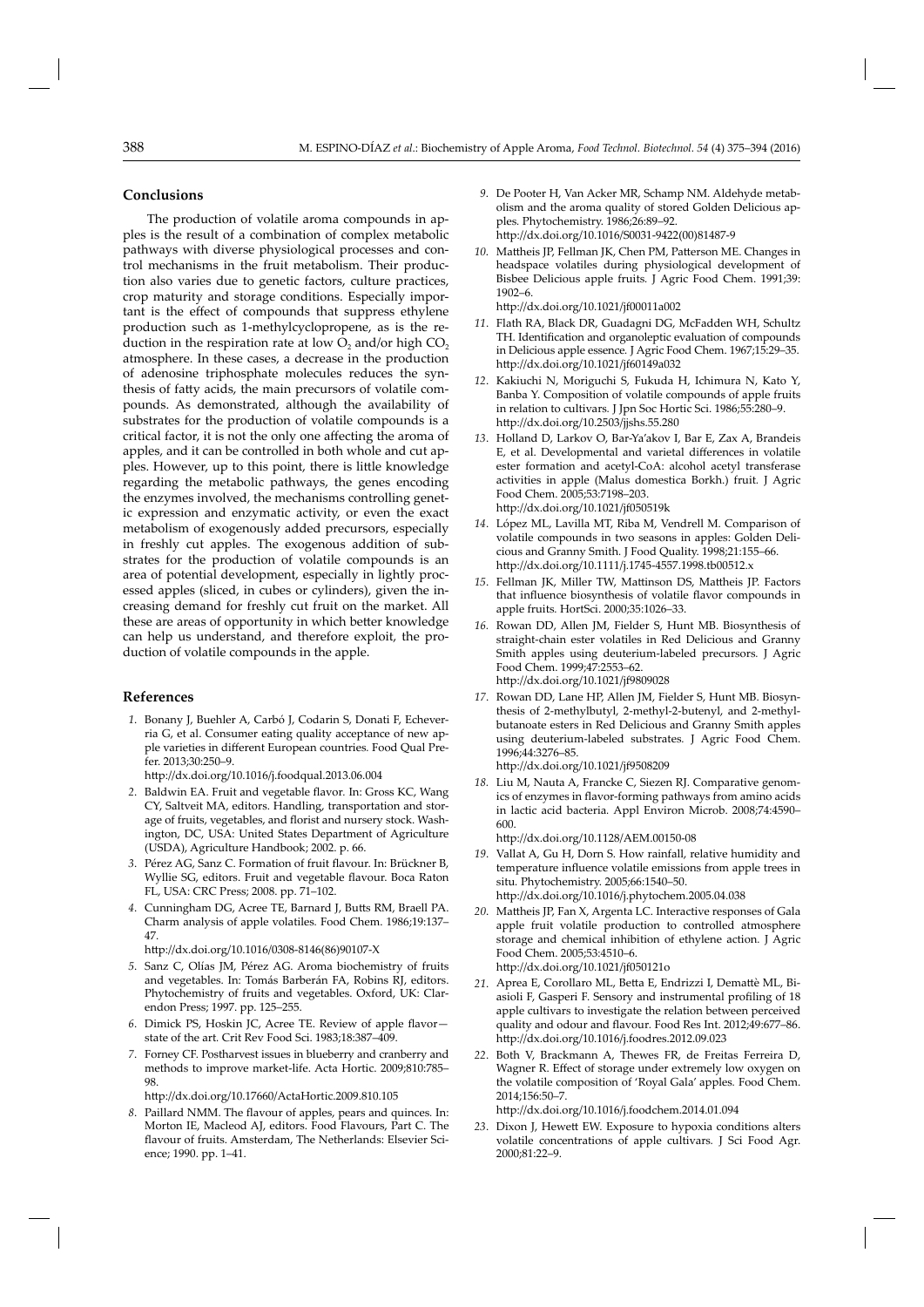## Conclusions

The production of volatile aroma compounds in apples is the result of a combination of complex metabolic pathways with diverse physiological processes and control mechanisms in the fruit metabolism. Their production also varies due to genetic factors, culture practices, crop maturity and storage conditions. Especially important is the effect of compounds that suppress ethylene production such as 1-methylcyclopropene, as is the reduction in the respiration rate at low $O_2$ and/or high $CO_2$ atmosphere. In these cases, a decrease in the production of adenosine triphosphate molecules reduces the synthesis of fatty acids, the main precursors of volatile compounds. As demonstrated, although the availability of substrates for the production of volatile compounds is a critical factor, it is not the only one affecting the aroma of apples, and it can be controlled in both whole and cut apples. However, up to this point, there is little knowledge regarding the metabolic pathways, the genes encoding the enzymes involved, the mechanisms controlling genetic expression and enzymatic activity, or even the exact metabolism of exogenously added precursors, especially in freshly cut apples. The exogenous addition of substrates for the production of volatile compounds is an area of potential development, especially in lightly processed apples (sliced, in cubes or cylinders), given the increasing demand for freshly cut fruit on the market. All these are areas of opportunity in which better knowledge can help us understand, and therefore exploit, the production of volatile compounds in the apple.

## References

1. Bonany J, Buehler A, Carbó J, Codarin S, Donati F, Echeverria G, et al. Consumer eating quality acceptance of new apple varieties in different European countries. Food Qual Prefer. 2013;30:250–9.
http://dx.doi.org/10.1016/j.foodqual.2013.06.004
2. Baldwin EA. Fruit and vegetable flavor. In: Gross KC, Wang CY, Saltveit MA, editors. Handling, transportation and storage of fruits, vegetables, and florist and nursery stock. Washington, DC, USA: United States Department of Agriculture (USDA), Agriculture Handbook; 2002. p. 66.
3. Pérez AG, Sanz C. Formation of fruit flavour. In: Brückner B, Wyllie SG, editors. Fruit and vegetable flavour. Boca Raton FL, USA: CRC Press; 2008. pp. 71–102.
4. Cunningham DG, Acree TE, Barnard J, Butts RM, Braell PA. Charm analysis of apple volatiles. Food Chem. 1986;19:137–47.
http://dx.doi.org/10.1016/0308-8146(86)90107-X
5. Sanz C, Olías JM, Pérez AG. Aroma biochemistry of fruits and vegetables. In: Tomás Barberán FA, Robins RJ, editors. Phytochemistry of fruits and vegetables. Oxford, UK: Clarendon Press; 1997. pp. 125–255.
6. Dimick PS, Hoskin JC, Acree TE. Review of apple flavor—state of the art. Crit Rev Food Sci. 1983;18:387–409.
7. Forney CF. Postharvest issues in blueberry and cranberry and methods to improve market-life. Acta Hortic. 2009;810:785–98.
http://dx.doi.org/10.17660/ActaHortic.2009.810.105
8. Paillard NMM. The flavour of apples, pears and quinces. In: Morton IE, Macleod AJ, editors. Food Flavours, Part C. The flavour of fruits. Amsterdam, The Netherlands: Elsevier Science; 1990. pp. 1–41.
9. De Pooter H, Van Acker MR, Schamp NM. Aldehyde metabolism and the aroma quality of stored Golden Delicious apples. Phytochemistry. 1986;26:89–92.
http://dx.doi.org/10.1016/S0031-9422(00)81487-9
10. Mattheis JP, Fellman JK, Chen PM, Patterson ME. Changes in headspace volatiles during physiological development of Bisbee Delicious apple fruits. J Agric Food Chem. 1991;39:1902–6.
http://dx.doi.org/10.1021/jf00011a002
11. Flath RA, Black DR, Guadagni DG, McFadden WH, Schultz TH. Identification and organoleptic evaluation of compounds in Delicious apple essence. J Agric Food Chem. 1967;15:29–35.
http://dx.doi.org/10.1021/jf60149a032
12. Kakiuchi N, Moriguchi S, Fukuda H, Ichimura N, Kato Y, Banba Y. Composition of volatile compounds of apple fruits in relation to cultivars. J Jpn Soc Hortic Sci. 1986;55:280–9.
http://dx.doi.org/10.2503/jjshs.55.280
13. Holland D, Larkov O, Bar-Ya'akov I, Bar E, Zax A, Brandeis E, et al. Developmental and varietal differences in volatile ester formation and acetyl-CoA: alcohol acetyl transferase activities in apple (Malus domestica Borkh.) fruit. J Agric Food Chem. 2005;53:7198–203.
http://dx.doi.org/10.1021/jf050519k
14. López ML, Lavilla MT, Riba M, Vendrell M. Comparison of volatile compounds in two seasons in apples: Golden Delicious and Granny Smith. J Food Quality. 1998;21:155–66.
http://dx.doi.org/10.1111/j.1745-4557.1998.tb00512.x
15. Fellman JK, Miller TW, Mattinson DS, Mattheis JP. Factors that influence biosynthesis of volatile flavor compounds in apple fruits. HortSci. 2000;35:1026–33.
16. Rowan DD, Allen JM, Fielder S, Hunt MB. Biosynthesis of straight-chain ester volatiles in Red Delicious and Granny Smith apples using deuterium-labeled precursors. J Agric Food Chem. 1999;47:2553–62.
http://dx.doi.org/10.1021/jf9809028
17. Rowan DD, Lane HP, Allen JM, Fielder S, Hunt MB. Biosynthesis of 2-methylbutyl, 2-methyl-2-butenyl, and 2-methylbutanoate esters in Red Delicious and Granny Smith apples using deuterium-labeled substrates. J Agric Food Chem. 1996;44:3276–85.
http://dx.doi.org/10.1021/jf9508209
18. Liu M, Nauta A, Francke C, Siezen RJ. Comparative genomics of enzymes in flavor-forming pathways from amino acids in lactic acid bacteria. Appl Environ Microb. 2008;74:4590–600.
http://dx.doi.org/10.1128/AEM.00150-08
19. Vallat A, Gu H, Dorn S. How rainfall, relative humidity and temperature influence volatile emissions from apple trees in situ. Phytochemistry. 2005;66:1540–50.
http://dx.doi.org/10.1016/j.phytochem.2005.04.038
20. Mattheis JP, Fan X, Argenta LC. Interactive responses of Gala apple fruit volatile production to controlled atmosphere storage and chemical inhibition of ethylene action. J Agric Food Chem. 2005;53:4510–6.
http://dx.doi.org/10.1021/jf050121o
21. Aprea E, Corollaro ML, Betta E, Endrizzi I, Demattè ML, Biasioli F, Gasperi F. Sensory and instrumental profiling of 18 apple cultivars to investigate the relation between perceived quality and odour and flavour. Food Res Int. 2012;49:677–86.
http://dx.doi.org/10.1016/j.foodres.2012.09.023
22. Both V, Brackmann A, Thewes FR, de Freitas Ferreira D, Wagner R. Effect of storage under extremely low oxygen on the volatile composition of 'Royal Gala' apples. Food Chem. 2014;156:50–7.
http://dx.doi.org/10.1016/j.foodchem.2014.01.094
23. Dixon J, Hewett EW. Exposure to hypoxia conditions alters volatile concentrations of apple cultivars. J Sci Food Agr. 2000;81:22–9.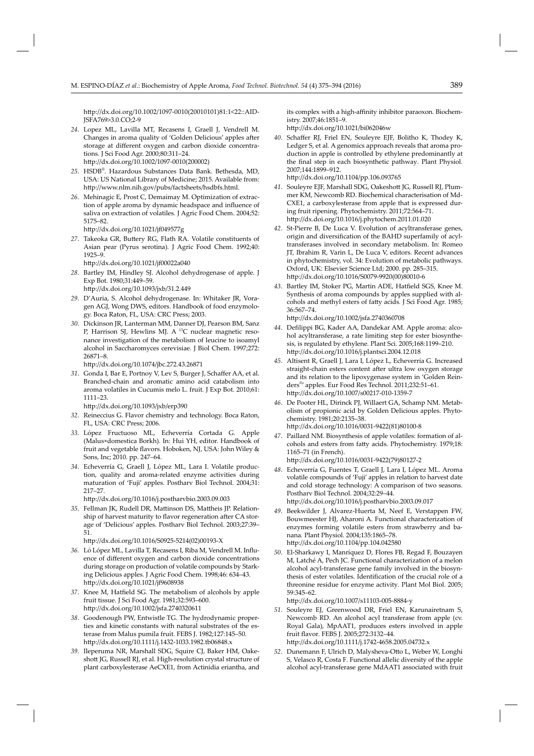http://dx.doi.org/10.1002/1097-0010(20010101)81:1<22::AID-JSFA769>3.0.CO;2-9

24. Lopez ML, Lavilla MT, Recasens I, Graell J, Vendrell M. Changes in aroma quality of 'Golden Delicious' apples after storage at different oxygen and carbon dioxide concentrations. J Sci Food Agr. 2000;80:311–24.
http://dx.doi.org/10.1002/1097-0010(200002)

25. HSDB®. Hazardous Substances Data Bank. Bethesda, MD, USA: US National Library of Medicine; 2015. Available from: http://www.nlm.nih.gov/pubs/factsheets/hsdbfs.html.

26. Mehinagic E, Prost C, Demaimay M. Optimization of extraction of apple aroma by dynamic headspace and influence of saliva on extraction of volatiles. J Agric Food Chem. 2004;52: 5175–82.
http://dx.doi.org/10.1021/jf049577g

27. Takeoka GR, Buttery RG, Flath RA. Volatile constituents of Asian pear (Pyrus serotina). J Agric Food Chem. 1992;40: 1925–9.
http://dx.doi.org/10.1021/jf00022a040

28. Bartley IM, Hindley SJ. Alcohol dehydrogenase of apple. J Exp Bot. 1980;31:449–59.
http://dx.doi.org/10.1093/jxb/31.2.449

29. D'Auria, S. Alcohol dehydrogenase. In: Whitaker JR, Voragen AGJ, Wong DWS, editors. Handbook of food enzymology. Boca Raton, FL, USA: CRC Press; 2003.

30. Dickinson JR, Lanterman MM, Danner DJ, Pearson BM, Sanz P, Harrison SJ, Hewlins MJ. A $^{13}$C nuclear magnetic resonance investigation of the metabolism of leucine to isoamyl alcohol in Saccharomyces cerevisiae. J Biol Chem. 1997;272: 26871–8.
http://dx.doi.org/10.1074/jbc.272.43.26871

31. Gonda I, Bar E, Portnoy V, Lev S, Burger J, Schaffer AA, et al. Branched-chain and aromatic amino acid catabolism into aroma volatiles in Cucumis melo L. fruit. J Exp Bot. 2010;61: 1111–23.
http://dx.doi.org/10.1093/jxb/erp390

32. Reineccius G. Flavor chemistry and technology. Boca Raton, FL, USA: CRC Press; 2006.

33. López Fructuoso ML, Echeverría Cortada G. Apple (Malus×domestica Borkh). In: Hui YH, editor. Handbook of fruit and vegetable flavors. Hoboken, NJ, USA: John Wiley & Sons, Inc; 2010. pp. 247–64.

34. Echeverría G, Graell J, López ML, Lara I. Volatile production, quality and aroma-related enzyme activities during maturation of 'Fuji' apples. Postharv Biol Technol. 2004;31: 217–27.
http://dx.doi.org/10.1016/j.postharvbio.2003.09.003

35. Fellman JK, Rudell DR, Mattinson DS, Mattheis JP. Relationship of harvest maturity to flavor regeneration after CA storage of 'Delicious' apples. Postharv Biol Technol. 2003;27:39–51.
http://dx.doi.org/10.1016/S0925-5214(02)00193-X

36. Ló López ML, Lavilla T, Recasens I, Riba M, Vendrell M. Influence of different oxygen and carbon dioxide concentrations during storage on production of volatile compounds by Starking Delicious apples. J Agric Food Chem. 1998;46: 634–43.
http://dx.doi.org/10.1021/jf9608938

37. Knee M, Hatfield SG. The metabolism of alcohols by apple fruit tissue. J Sci Food Agr. 1981;32:593–600.
http://dx.doi.org/10.1002/jsfa.2740320611

38. Goodenough PW, Entwistle TG. The hydrodynamic properties and kinetic constants with natural substrates of the esterase from Malus pumila fruit. FEBS J. 1982;127:145–50.
http://dx.doi.org/10.1111/j.1432-1033.1982.tb06848.x

39. Ileperuma NR, Marshall SDG, Squire CJ, Baker HM, Oakeshott JG, Russell RJ, et al. High-resolution crystal structure of plant carboxylesterase AeCXE1, from Actinidia eriantha, and its complex with a high-affinity inhibitor paraoxon. Biochemistry. 2007;46:1851–9.
http://dx.doi.org/10.1021/bi062046w

40. Schaffer RJ, Friel EN, Souleyre EJF, Bolitho K, Thodey K, Ledger S, et al. A genomics approach reveals that aroma production in apple is controlled by ethylene predominantly at the final step in each biosynthetic pathway. Plant Physiol. 2007;144:1899–912.
http://dx.doi.org/10.1104/pp.106.093765

41. Souleyre EJF, Marshall SDG, Oakeshott JG, Russell RJ, Plummer KM, Newcomb RD. Biochemical characterisation of Md-CXE1, a carboxylesterase from apple that is expressed during fruit ripening. Phytochemistry. 2011;72:564–71.
http://dx.doi.org/10.1016/j.phytochem.2011.01.020

42. St-Pierre B, De Luca V. Evolution of acyltransferase genes, origin and diversification of the BAHD superfamily of acyltransferases involved in secondary metabolism. In: Romeo JT, Ibrahim R, Varin L, De Luca V, editors. Recent advances in phytochemistry, vol. 34: Evolution of metabolic pathways. Oxford, UK: Elsevier Science Ltd; 2000. pp. 285–315.
http://dx.doi.org/10.1016/S0079-9920(00)80010-6

43. Bartley IM, Stoker PG, Martin ADE, Hatfield SGS, Knee M. Synthesis of aroma compounds by apples supplied with alcohols and methyl esters of fatty acids. J Sci Food Agr. 1985; 36:567–74.
http://dx.doi.org/10.1002/jsfa.2740360708

44. Defilippi BG, Kader AA, Dandekar AM. Apple aroma: alcohol acyltransferase, a rate limiting step for ester biosynthesis, is regulated by ethylene. Plant Sci. 2005;168:1199–210.
http://dx.doi.org/10.1016/j.plantsci.2004.12.018

45. Altisent R, Graell J, Lara I, López L, Echeverría G. Increased straight-chain esters content after ultra low oxygen storage and its relation to the lipoxygenase system in 'Golden Reinders®' apples. Eur Food Res Technol. 2011;232:51–61.
http://dx.doi.org/10.1007/s00217-010-1359-7

46. De Pooter HL, Dirinck PJ, Willaert GA, Schamp NM. Metabolism of propionic acid by Golden Delicious apples. Phytochemistry. 1981;20:2135–38.
http://dx.doi.org/10.1016/0031-9422(81)80100-8

47. Paillard NM. Biosynthesis of apple volatiles: formation of alcohols and esters from fatty acids. Phytochemistry. 1979;18: 1165–71 (in French).
http://dx.doi.org/10.1016/0031-9422(79)80127-2

48. Echeverría G, Fuentes T, Graell J, Lara I, López ML. Aroma volatile compounds of 'Fuji' apples in relation to harvest date and cold storage technology: A comparison of two seasons. Postharv Biol Technol. 2004;32:29–44.
http://dx.doi.org/10.1016/j.postharvbio.2003.09.017

49. Beekwilder J, Alvarez-Huerta M, Neef E, Verstappen FW, Bouwmeester HJ, Aharoni A. Functional characterization of enzymes forming volatile esters from strawberry and banana. Plant Physiol. 2004;135:1865–78.
http://dx.doi.org/10.1104/pp.104.042580

50. El-Sharkawy I, Manríquez D, Flores FB, Regad F, Bouzayen M, Latché A, Pech JC. Functional characterization of a melon alcohol acyl-transferase gene family involved in the biosynthesis of ester volatiles. Identification of the crucial role of a threonine residue for enzyme activity. Plant Mol Biol. 2005; 59:345–62.
http://dx.doi.org/10.1007/s11103-005-8884-y

51. Souleyre EJ, Greenwood DR, Friel EN, Karunairetnam S, Newcomb RD. An alcohol acyl transferase from apple (cv. Royal Gala), MpAAT1, produces esters involved in apple fruit flavor. FEBS J. 2005;272:3132–44.
http://dx.doi.org/10.1111/j.1742-4658.2005.04732.x

52. Dunemann F, Ulrich D, Malysheva-Otto L, Weber W, Longhi S, Velasco R, Costa F. Functional allelic diversity of the apple alcohol acyl-transferase gene MdAAT1 associated with fruit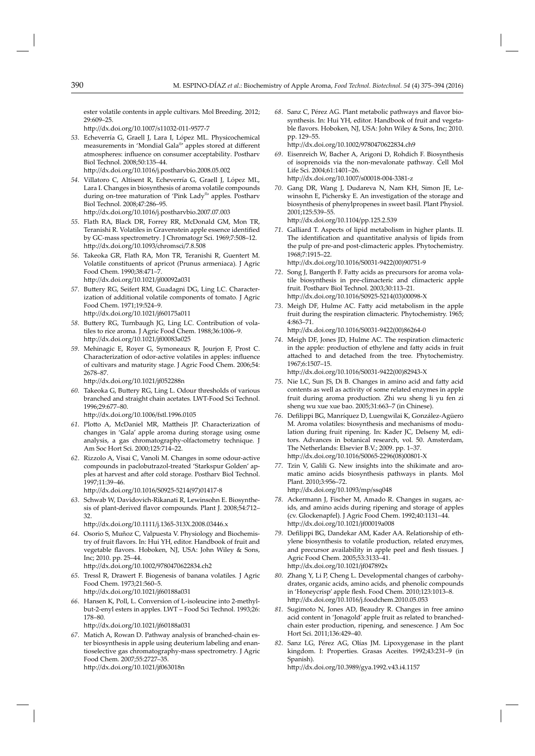ester volatile contents in apple cultivars. Mol Breeding. 2012; 29:609–25.
http://dx.doi.org/10.1007/s11032-011-9577-7

53. Echeverría G, Graell J, Lara I, López ML. Physicochemical measurements in 'Mondial Gala®' apples stored at different atmospheres: influence on consumer acceptability. Postharv Biol Technol. 2008;50:135–44.
http://dx.doi.org/10.1016/j.postharvbio.2008.05.002

54. Villatoro C, Altisent R, Echeverría G, Graell J, López ML, Lara I. Changes in biosynthesis of aroma volatile compounds during on-tree maturation of 'Pink Lady®' apples. Postharv Biol Technol. 2008;47:286–95.
http://dx.doi.org/10.1016/j.postharvbio.2007.07.003

55. Flath RA, Black DR, Forrey RR, McDonald GM, Mon TR, Teranishi R. Volatiles in Gravenstein apple essence identified by GC-mass spectrometry. J Chromatogr Sci. 1969;7:508–12.
http://dx.doi.org/10.1093/chromsci/7.8.508

56. Takeoka GR, Flath RA, Mon TR, Teranishi R, Guentert M. Volatile constituents of apricot (Prunus armeniaca). J Agric Food Chem. 1990;38:471–7.
http://dx.doi.org/10.1021/jf00092a031

57. Buttery RG, Seifert RM, Guadagni DG, Ling LC. Characterization of additional volatile components of tomato. J Agric Food Chem. 1971;19:524–9.
http://dx.doi.org/10.1021/jf60175a011

58. Buttery RG, Turnbaugh JG, Ling LC. Contribution of volatiles to rice aroma. J Agric Food Chem. 1988;36:1006–9.
http://dx.doi.org/10.1021/jf00083a025

59. Mehinagic E, Royer G, Symoneaux R, Jourjon F, Prost C. Characterization of odor-active volatiles in apples: influence of cultivars and maturity stage. J Agric Food Chem. 2006;54: 2678–87.
http://dx.doi.org/10.1021/jf052288n

60. Takeoka G, Buttery RG, Ling L. Odour thresholds of various branched and straight chain acetates. LWT-Food Sci Technol. 1996;29:677–80.
http://dx.doi.org/10.1006/fstl.1996.0105

61. Plotto A, McDaniel MR, Mattheis JP. Characterization of changes in 'Gala' apple aroma during storage using osme analysis, a gas chromatography-olfactometry technique. J Am Soc Hort Sci. 2000;125:714–22.

62. Rizzolo A, Visai C, Vanoli M. Changes in some odour-active compounds in paclobutrazol-treated 'Starkspur Golden' apples at harvest and after cold storage. Postharv Biol Technol. 1997;11:39–46.
http://dx.doi.org/10.1016/S0925-5214(97)01417-8

63. Schwab W, Davidovich-Rikanati R, Lewinsohn E. Biosynthesis of plant-derived flavor compounds. Plant J. 2008;54:712–32.
http://dx.doi.org/10.1111/j.1365-313X.2008.03446.x

64. Osorio S, Muñoz C, Valpuesta V. Physiology and Biochemistry of fruit flavors. In: Hui YH, editor. Handbook of fruit and vegetable flavors. Hoboken, NJ, USA: John Wiley & Sons, Inc; 2010. pp. 25–44.
http://dx.doi.org/10.1002/9780470622834.ch2

65. Tressl R, Drawert F. Biogenesis of banana volatiles. J Agric Food Chem. 1973;21:560–5.
http://dx.doi.org/10.1021/jf60188a031

66. Hansen K, Poll, L. Conversion of L-isoleucine into 2-methylbut-2-enyl esters in apples. LWT – Food Sci Technol. 1993;26: 178–80.
http://dx.doi.org/10.1021/jf60188a031

67. Matich A, Rowan D. Pathway analysis of branched-chain ester biosynthesis in apple using deuterium labeling and enantioselective gas chromatography-mass spectrometry. J Agric Food Chem. 2007;55:2727–35.
http://dx.doi.org/10.1021/jf063018n

68. Sanz C, Pérez AG. Plant metabolic pathways and flavor biosynthesis. In: Hui YH, editor. Handbook of fruit and vegetable flavors. Hoboken, NJ, USA: John Wiley & Sons, Inc; 2010. pp. 129–55.
http://dx.doi.org/10.1002/9780470622834.ch9

69. Eisenreich W, Bacher A, Arigoni D, Rohdich F. Biosynthesis of isoprenoids via the non-mevalonate pathway. Cell Mol Life Sci. 2004;61:1401–26.
http://dx.doi.org/10.1007/s00018-004-3381-z

70. Gang DR, Wang J, Dudareva N, Nam KH, Simon JE, Lewinsohn E, Pichersky E. An investigation of the storage and biosynthesis of phenylpropenes in sweet basil. Plant Physiol. 2001;125:539–55.
http://dx.doi.org/10.1104/pp.125.2.539

71. Galliard T. Aspects of lipid metabolism in higher plants. II. The identification and quantitative analysis of lipids from the pulp of pre-and post-climacteric apples. Phytochemistry. 1968;7:1915–22.
http://dx.doi.org/10.1016/S0031-9422(00)90751-9

72. Song J, Bangerth F. Fatty acids as precursors for aroma volatile biosynthesis in pre-climacteric and climacteric apple fruit. Postharv Biol Technol. 2003;30:113–21.
http://dx.doi.org/10.1016/S0925-5214(03)00098-X

73. Meigh DF, Hulme AC. Fatty acid metabolism in the apple fruit during the respiration climacteric. Phytochemistry. 1965; 4:863–71.
http://dx.doi.org/10.1016/S0031-9422(00)86264-0

74. Meigh DF, Jones JD, Hulme AC. The respiration climacteric in the apple: production of ethylene and fatty acids in fruit attached to and detached from the tree. Phytochemistry. 1967;6:1507–15.
http://dx.doi.org/10.1016/S0031-9422(00)82943-X

75. Nie LC, Sun JS, Di B. Changes in amino acid and fatty acid contents as well as activity of some related enzymes in apple fruit during aroma production. Zhi wu sheng li yu fen zi sheng wu xue xue bao. 2005;31:663–7 (in Chinese).

76. Defilippi BG, Manríquez D, Luengwilai K, González-Agüero M. Aroma volatiles: biosynthesis and mechanisms of modulation during fruit ripening. In: Kader JC, Delseny M, editors. Advances in botanical research, vol. 50. Amsterdam, The Netherlands: Elsevier B.V.; 2009. pp. 1–37.
http://dx.doi.org/10.1016/S0065-2296(08)00801-X

77. Tzin V, Galili G. New insights into the shikimate and aromatic amino acids biosynthesis pathways in plants. Mol Plant. 2010;3:956–72.
http://dx.doi.org/10.1093/mp/ssq048

78. Ackermann J, Fischer M, Amado R. Changes in sugars, acids, and amino acids during ripening and storage of apples (cv. Glockenapfel). J Agric Food Chem. 1992;40:1131–44.
http://dx.doi.org/10.1021/jf00019a008

79. Defilippi BG, Dandekar AM, Kader AA. Relationship of ethylene biosynthesis to volatile production, related enzymes, and precursor availability in apple peel and flesh tissues. J Agric Food Chem. 2005;53:3133–41.
http://dx.doi.org/10.1021/jf047892x

80. Zhang Y, Li P, Cheng L. Developmental changes of carbohydrates, organic acids, amino acids, and phenolic compounds in 'Honeycrisp' apple flesh. Food Chem. 2010;123:1013–8.
http://dx.doi.org/10.1016/j.foodchem.2010.05.053

81. Sugimoto N, Jones AD, Beaudry R. Changes in free amino acid content in 'Jonagold' apple fruit as related to branched-chain ester production, ripening, and senescence. J Am Soc Hort Sci. 2011;136:429–40.

82. Sanz LG, Pérez AG, Olías JM. Lipoxygenase in the plant kingdom. I: Properties. Grasas Aceites. 1992;43:231–9 (in Spanish).
http://dx.doi.org/10.3989/gya.1992.v43.i4.1157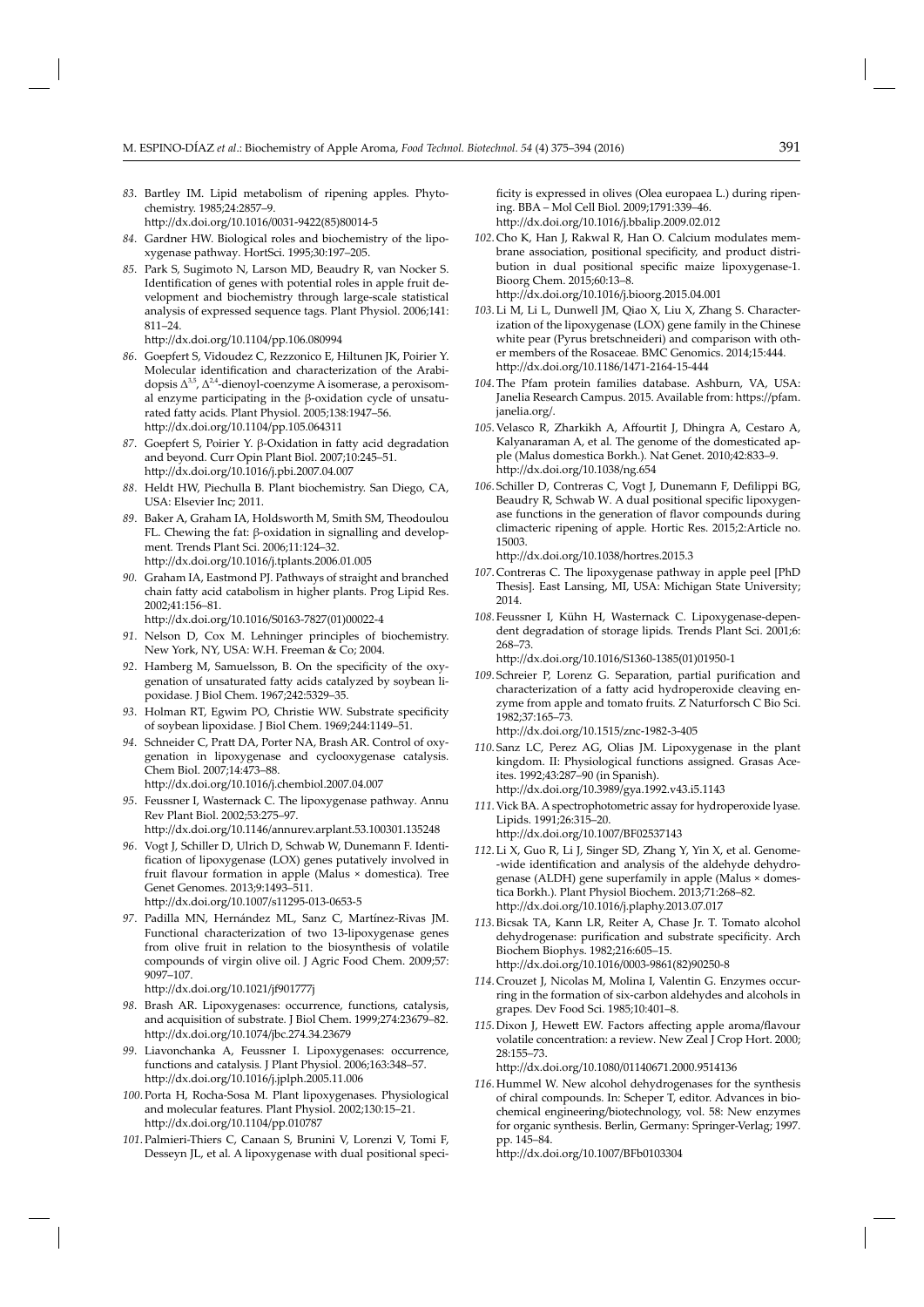83. Bartley IM. Lipid metabolism of ripening apples. Phytochemistry. 1985;24:2857–9.
http://dx.doi.org/10.1016/0031-9422(85)80014-5

84. Gardner HW. Biological roles and biochemistry of the lipoxygenase pathway. HortSci. 1995;30:197–205.

85. Park S, Sugimoto N, Larson MD, Beaudry R, van Nocker S. Identification of genes with potential roles in apple fruit development and biochemistry through large-scale statistical analysis of expressed sequence tags. Plant Physiol. 2006;141:811–24.
http://dx.doi.org/10.1104/pp.106.080994

86. Goepfert S, Vidoudez C, Rezzonico E, Hiltunen JK, Poirier Y. Molecular identification and characterization of the Arabidopsis $\Delta^{3,5}$, $\Delta^{2,4}$-dienoyl-coenzyme A isomerase, a peroxisomal enzyme participating in the β-oxidation cycle of unsaturated fatty acids. Plant Physiol. 2005;138:1947–56.
http://dx.doi.org/10.1104/pp.105.064311

87. Goepfert S, Poirier Y. β-Oxidation in fatty acid degradation and beyond. Curr Opin Plant Biol. 2007;10:245–51.
http://dx.doi.org/10.1016/j.pbi.2007.04.007

88. Heldt HW, Piechulla B. Plant biochemistry. San Diego, CA, USA: Elsevier Inc; 2011.

89. Baker A, Graham IA, Holdsworth M, Smith SM, Theodoulou FL. Chewing the fat: β-oxidation in signalling and development. Trends Plant Sci. 2006;11:124–32.
http://dx.doi.org/10.1016/j.tplants.2006.01.005

90. Graham IA, Eastmond PJ. Pathways of straight and branched chain fatty acid catabolism in higher plants. Prog Lipid Res. 2002;41:156–81.
http://dx.doi.org/10.1016/S0163-7827(01)00022-4

91. Nelson D, Cox M. Lehninger principles of biochemistry. New York, NY, USA: W.H. Freeman & Co; 2004.

92. Hamberg M, Samuelsson, B. On the specificity of the oxygenation of unsaturated fatty acids catalyzed by soybean lipoxidase. J Biol Chem. 1967;242:5329–35.

93. Holman RT, Egwim PO, Christie WW. Substrate specificity of soybean lipoxidase. J Biol Chem. 1969;244:1149–51.

94. Schneider C, Pratt DA, Porter NA, Brash AR. Control of oxygenation in lipoxygenase and cyclooxygenase catalysis. Chem Biol. 2007;14:473–88.
http://dx.doi.org/10.1016/j.chembiol.2007.04.007

95. Feussner I, Wasternack C. The lipoxygenase pathway. Annu Rev Plant Biol. 2002;53:275–97.
http://dx.doi.org/10.1146/annurev.arplant.53.100301.135248

96. Vogt J, Schiller D, Ulrich D, Schwab W, Dunemann F. Identification of lipoxygenase (LOX) genes putatively involved in fruit flavour formation in apple (Malus × domestica). Tree Genet Genomes. 2013;9:1493–511.
http://dx.doi.org/10.1007/s11295-013-0653-5

97. Padilla MN, Hernández ML, Sanz C, Martínez-Rivas JM. Functional characterization of two 13-lipoxygenase genes from olive fruit in relation to the biosynthesis of volatile compounds of virgin olive oil. J Agric Food Chem. 2009;57:9097–107.
http://dx.doi.org/10.1021/jf901777j

98. Brash AR. Lipoxygenases: occurrence, functions, catalysis, and acquisition of substrate. J Biol Chem. 1999;274:23679–82.
http://dx.doi.org/10.1074/jbc.274.34.23679

99. Liavonchanka A, Feussner I. Lipoxygenases: occurrence, functions and catalysis. J Plant Physiol. 2006;163:348–57.
http://dx.doi.org/10.1016/j.jplph.2005.11.006

100. Porta H, Rocha-Sosa M. Plant lipoxygenases. Physiological and molecular features. Plant Physiol. 2002;130:15–21.
http://dx.doi.org/10.1104/pp.010787

101. Palmieri-Thiers C, Canaan S, Brunini V, Lorenzi V, Tomi F, Desseyn JL, et al. A lipoxygenase with dual positional specificity is expressed in olives (Olea europaea L.) during ripening. BBA – Mol Cell Biol. 2009;1791:339–46.
http://dx.doi.org/10.1016/j.bbalip.2009.02.012

102. Cho K, Han J, Rakwal R, Han O. Calcium modulates membrane association, positional specificity, and product distribution in dual positional specific maize lipoxygenase-1. Bioorg Chem. 2015;60:13–8.
http://dx.doi.org/10.1016/j.bioorg.2015.04.001

103. Li M, Li L, Dunwell JM, Qiao X, Liu X, Zhang S. Characterization of the lipoxygenase (LOX) gene family in the Chinese white pear (Pyrus bretschneideri) and comparison with other members of the Rosaceae. BMC Genomics. 2014;15:444.
http://dx.doi.org/10.1186/1471-2164-15-444

104. The Pfam protein families database. Ashburn, VA, USA: Janelia Research Campus. 2015. Available from: https://pfam.janelia.org/.

105. Velasco R, Zharkikh A, Affourtit J, Dhingra A, Cestaro A, Kalyanaraman A, et al. The genome of the domesticated apple (Malus domestica Borkh.). Nat Genet. 2010;42:833–9.
http://dx.doi.org/10.1038/ng.654

106. Schiller D, Contreras C, Vogt J, Dunemann F, Defilippi BG, Beaudry R, Schwab W. A dual positional specific lipoxygenase functions in the generation of flavor compounds during climacteric ripening of apple. Hortic Res. 2015;2:Article no. 15003.
http://dx.doi.org/10.1038/hortres.2015.3

107. Contreras C. The lipoxygenase pathway in apple peel [PhD Thesis]. East Lansing, MI, USA: Michigan State University; 2014.

108. Feussner I, Kühn H, Wasternack C. Lipoxygenase-dependent degradation of storage lipids. Trends Plant Sci. 2001;6:268–73.
http://dx.doi.org/10.1016/S1360-1385(01)01950-1

109. Schreier P, Lorenz G. Separation, partial purification and characterization of a fatty acid hydroperoxide cleaving enzyme from apple and tomato fruits. Z Naturforsch C Bio Sci. 1982;37:165–73.
http://dx.doi.org/10.1515/znc-1982-3-405

110. Sanz LC, Perez AG, Olias JM. Lipoxygenase in the plant kingdom. II: Physiological functions assigned. Grasas Aceites. 1992;43:287–90 (in Spanish).
http://dx.doi.org/10.3989/gya.1992.v43.i5.1143

111. Vick BA. A spectrophotometric assay for hydroperoxide lyase. Lipids. 1991;26:315–20.
http://dx.doi.org/10.1007/BF02537143

112. Li X, Guo R, Li J, Singer SD, Zhang Y, Yin X, et al. Genome-wide identification and analysis of the aldehyde dehydrogenase (ALDH) gene superfamily in apple (Malus × domestica Borkh.). Plant Physiol Biochem. 2013;71:268–82.
http://dx.doi.org/10.1016/j.plaphy.2013.07.017

113. Bicsak TA, Kann LR, Reiter A, Chase Jr. T. Tomato alcohol dehydrogenase: purification and substrate specificity. Arch Biochem Biophys. 1982;216:605–15.
http://dx.doi.org/10.1016/0003-9861(82)90250-8

114. Crouzet J, Nicolas M, Molina I, Valentin G. Enzymes occurring in the formation of six-carbon aldehydes and alcohols in grapes. Dev Food Sci. 1985;10:401–8.

115. Dixon J, Hewett EW. Factors affecting apple aroma/flavour volatile concentration: a review. New Zeal J Crop Hort. 2000;28:155–73.
http://dx.doi.org/10.1080/01140671.2000.9514136

116. Hummel W. New alcohol dehydrogenases for the synthesis of chiral compounds. In: Scheper T, editor. Advances in biochemical engineering/biotechnology, vol. 58: New enzymes for organic synthesis. Berlin, Germany: Springer-Verlag; 1997. pp. 145–84.
http://dx.doi.org/10.1007/BFb0103304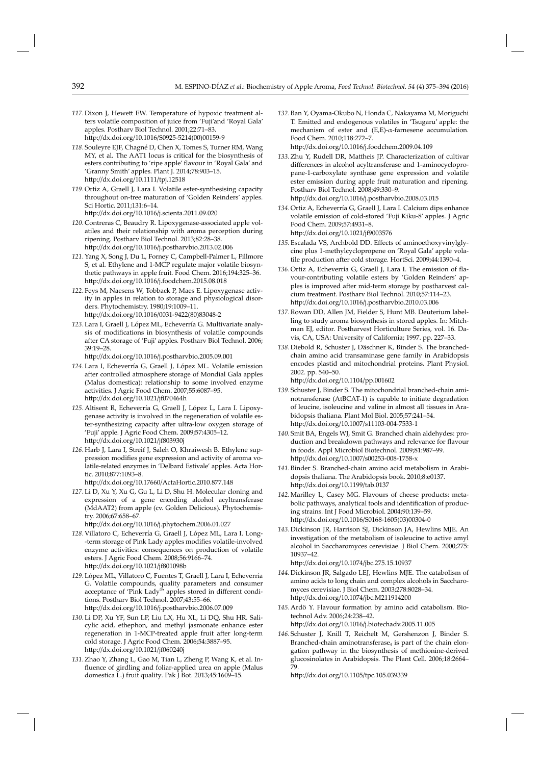117. Dixon J, Hewett EW. Temperature of hypoxic treatment alters volatile composition of juice from 'Fuji'and 'Royal Gala' apples. Postharv Biol Technol. 2001;22:71–83. http://dx.doi.org/10.1016/S0925-5214(00)00159-9

118. Souleyre EJF, Chagné D, Chen X, Tomes S, Turner RM, Wang MY, et al. The AAT1 locus is critical for the biosynthesis of esters contributing to 'ripe apple' flavour in 'Royal Gala' and 'Granny Smith' apples. Plant J. 2014;78:903–15. http://dx.doi.org/10.1111/tpj.12518

119. Ortiz A, Graell J, Lara I. Volatile ester-synthesising capacity throughout on-tree maturation of 'Golden Reinders' apples. Sci Hortic. 2011;131:6–14. http://dx.doi.org/10.1016/j.scienta.2011.09.020

120. Contreras C, Beaudry R. Lipoxygenase-associated apple volatiles and their relationship with aroma perception during ripening. Postharv Biol Technol. 2013;82:28–38. http://dx.doi.org/10.1016/j.postharvbio.2013.02.006

121. Yang X, Song J, Du L, Forney C, Campbell-Palmer L, Fillmore S, et al. Ethylene and 1-MCP regulate major volatile biosynthetic pathways in apple fruit. Food Chem. 2016;194:325–36. http://dx.doi.org/10.1016/j.foodchem.2015.08.018

122. Feys M, Naesens W, Tobback P, Maes E. Lipoxygenase activity in apples in relation to storage and physiological disorders. Phytochemistry. 1980;19:1009–11. http://dx.doi.org/10.1016/0031-9422(80)83048-2

123. Lara I, Graell J, López ML, Echeverría G. Multivariate analysis of modifications in biosynthesis of volatile compounds after CA storage of 'Fuji' apples. Postharv Biol Technol. 2006; 39:19–28. http://dx.doi.org/10.1016/j.postharvbio.2005.09.001

124. Lara I, Echeverría G, Graell J, López ML. Volatile emission after controlled atmosphere storage of Mondial Gala apples (Malus domestica): relationship to some involved enzyme activities. J Agric Food Chem. 2007;55:6087–95. http://dx.doi.org/10.1021/jf070464h

125. Altisent R, Echeverría G, Graell J, López L, Lara I. Lipoxygenase activity is involved in the regeneration of volatile ester-synthesizing capacity after ultra-low oxygen storage of 'Fuji' apple. J Agric Food Chem. 2009;57:4305–12. http://dx.doi.org/10.1021/jf803930j

126. Harb J, Lara I, Streif J, Saleh O, Khraiwesh B. Ethylene suppression modifies gene expression and activity of aroma volatile-related enzymes in 'Delbard Estivale' apples. Acta Hortic. 2010;877:1093–8. http://dx.doi.org/10.17660/ActaHortic.2010.877.148

127. Li D, Xu Y, Xu G, Gu L, Li D, Shu H. Molecular cloning and expression of a gene encoding alcohol acyltransferase (MdAAT2) from apple (cv. Golden Delicious). Phytochemistry. 2006;67:658–67. http://dx.doi.org/10.1016/j.phytochem.2006.01.027

128. Villatoro C, Echeverría G, Graell J, López ML, Lara I. Long-term storage of Pink Lady apples modifies volatile-involved enzyme activities: consequences on production of volatile esters. J Agric Food Chem. 2008;56:9166–74. http://dx.doi.org/10.1021/jf801098b

129. López ML, Villatoro C, Fuentes T, Graell J, Lara I, Echeverría G. Volatile compounds, quality parameters and consumer acceptance of 'Pink Lady®' apples stored in different conditions. Postharv Biol Technol. 2007;43:55–66. http://dx.doi.org/10.1016/j.postharvbio.2006.07.009

130. Li DP, Xu YF, Sun LP, Liu LX, Hu XL, Li DQ, Shu HR. Salicylic acid, ethephon, and methyl jasmonate enhance ester regeneration in 1-MCP-treated apple fruit after long-term cold storage. J Agric Food Chem. 2006;54:3887–95. http://dx.doi.org/10.1021/jf060240j

131. Zhao Y, Zhang L, Gao M, Tian L, Zheng P, Wang K, et al. Influence of girdling and foliar-applied urea on apple (Malus domestica L.) fruit quality. Pak J Bot. 2013;45:1609–15.

132. Ban Y, Oyama-Okubo N, Honda C, Nakayama M, Moriguchi T. Emitted and endogenous volatiles in 'Tsugaru' apple: the mechanism of ester and (E,E)-α-farnesene accumulation. Food Chem. 2010;118:272–7. http://dx.doi.org/10.1016/j.foodchem.2009.04.109

133. Zhu Y, Rudell DR, Mattheis JP. Characterization of cultivar differences in alcohol acyltransferase and 1-aminocyclopropane-1-carboxylate synthase gene expression and volatile ester emission during apple fruit maturation and ripening. Postharv Biol Technol. 2008;49:330–9. http://dx.doi.org/10.1016/j.postharvbio.2008.03.015

134. Ortiz A, Echeverría G, Graell J, Lara I. Calcium dips enhance volatile emission of cold-stored 'Fuji Kiku-8' apples. J Agric Food Chem. 2009;57:4931–8. http://dx.doi.org/10.1021/jf9003576

135. Escalada VS, Archbold DD. Effects of aminoethoxyvinylglycine plus 1-methylcyclopropene on 'Royal Gala' apple volatile production after cold storage. HortSci. 2009;44:1390–4.

136. Ortiz A, Echeverría G, Graell J, Lara I. The emission of flavour-contributing volatile esters by 'Golden Reinders' apples is improved after mid-term storage by postharvest calcium treatment. Postharv Biol Technol. 2010;57:114–23. http://dx.doi.org/10.1016/j.postharvbio.2010.03.006

137. Rowan DD, Allen JM, Fielder S, Hunt MB. Deuterium labelling to study aroma biosynthesis in stored apples. In: Mitchman EJ, editor. Postharvest Horticulture Series, vol. 16. Davis, CA, USA: University of California; 1997. pp. 227–33.

138. Diebold R, Schuster J, Däschner K, Binder S. The branched-chain amino acid transaminase gene family in Arabidopsis encodes plastid and mitochondrial proteins. Plant Physiol. 2002. pp. 540–50. http://dx.doi.org/10.1104/pp.001602

139. Schuster J, Binder S. The mitochondrial branched-chain aminotransferase (AtBCAT-1) is capable to initiate degradation of leucine, isoleucine and valine in almost all tissues in Arabidopsis thaliana. Plant Mol Biol. 2005;57:241–54. http://dx.doi.org/10.1007/s11103-004-7533-1

140. Smit BA, Engels WJ, Smit G. Branched chain aldehydes: production and breakdown pathways and relevance for flavour in foods. Appl Microbiol Biotechnol. 2009;81:987–99. http://dx.doi.org/10.1007/s00253-008-1758-x

141. Binder S. Branched-chain amino acid metabolism in Arabidopsis thaliana. The Arabidopsis book. 2010;8:e0137. http://dx.doi.org/10.1199/tab.0137

142. Marilley L, Casey MG. Flavours of cheese products: metabolic pathways, analytical tools and identification of producing strains. Int J Food Microbiol. 2004;90:139–59. http://dx.doi.org/10.1016/S0168-1605(03)00304-0

143. Dickinson JR, Harrison SJ, Dickinson JA, Hewlins MJE. An investigation of the metabolism of isoleucine to active amyl alcohol in Saccharomyces cerevisiae. J Biol Chem. 2000;275: 10937–42. http://dx.doi.org/10.1074/jbc.275.15.10937

144. Dickinson JR, Salgado LEJ, Hewlins MJE. The catabolism of amino acids to long chain and complex alcohols in Saccharomyces cerevisiae. J Biol Chem. 2003;278:8028–34. http://dx.doi.org/10.1074/jbc.M211914200

145. Ardö Y. Flavour formation by amino acid catabolism. Biotechnol Adv. 2006;24:238–42. http://dx.doi.org/10.1016/j.biotechadv.2005.11.005

146. Schuster J, Knill T, Reichelt M, Gershenzon J, Binder S. Branched-chain aminotransferase$_4$ is part of the chain elongation pathway in the biosynthesis of methionine-derived glucosinolates in Arabidopsis. The Plant Cell. 2006;18:2664–79. http://dx.doi.org/10.1105/tpc.105.039339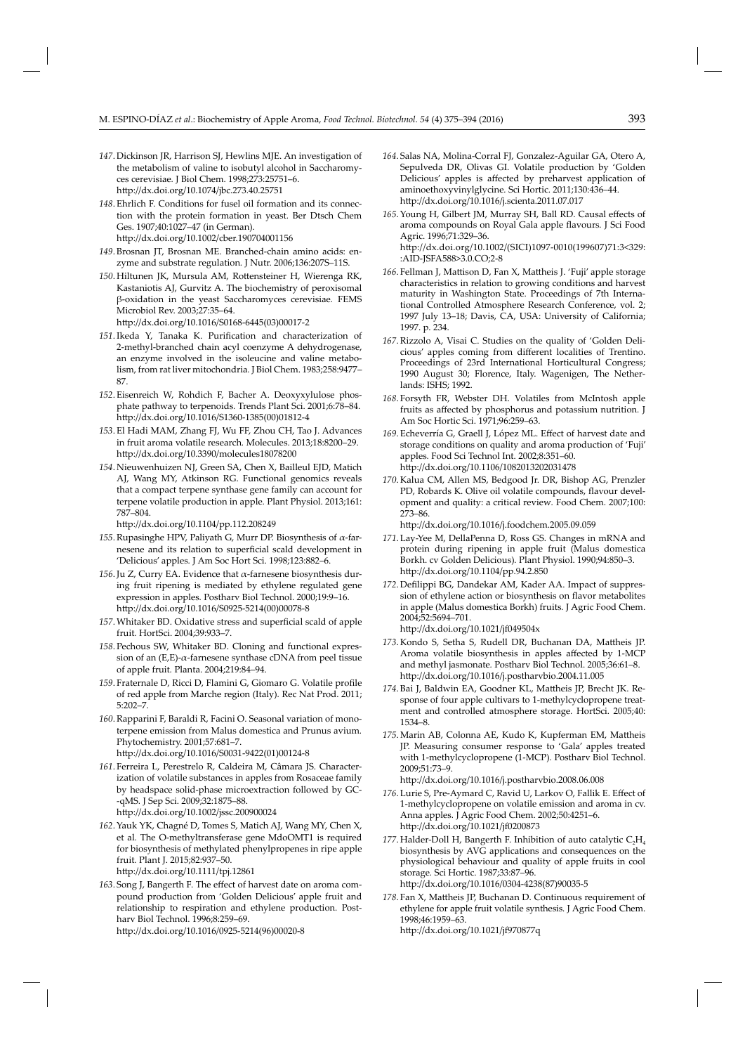147. Dickinson JR, Harrison SJ, Hewlins MJE. An investigation of the metabolism of valine to isobutyl alcohol in Saccharomyces cerevisiae. J Biol Chem. 1998;273:25751–6. http://dx.doi.org/10.1074/jbc.273.40.25751

148. Ehrlich F. Conditions for fusel oil formation and its connection with the protein formation in yeast. Ber Dtsch Chem Ges. 1907;40:1027–47 (in German). http://dx.doi.org/10.1002/cber.190704001156

149. Brosnan JT, Brosnan ME. Branched-chain amino acids: enzyme and substrate regulation. J Nutr. 2006;136:207S–11S.

150. Hiltunen JK, Mursula AM, Rottensteiner H, Wierenga RK, Kastaniotis AJ, Gurvitz A. The biochemistry of peroxisomal β-oxidation in the yeast Saccharomyces cerevisiae. FEMS Microbiol Rev. 2003;27:35–64. http://dx.doi.org/10.1016/S0168-6445(03)00017-2

151. Ikeda Y, Tanaka K. Purification and characterization of 2-methyl-branched chain acyl coenzyme A dehydrogenase, an enzyme involved in the isoleucine and valine metabolism, from rat liver mitochondria. J Biol Chem. 1983;258:9477–87.

152. Eisenreich W, Rohdich F, Bacher A. Deoxyxylulose phosphate pathway to terpenoids. Trends Plant Sci. 2001;6:78–84. http://dx.doi.org/10.1016/S1360-1385(00)01812-4

153. El Hadi MAM, Zhang FJ, Wu FF, Zhou CH, Tao J. Advances in fruit aroma volatile research. Molecules. 2013;18:8200–29. http://dx.doi.org/10.3390/molecules18078200

154. Nieuwenhuizen NJ, Green SA, Chen X, Bailleul EJD, Matich AJ, Wang MY, Atkinson RG. Functional genomics reveals that a compact terpene synthase gene family can account for terpene volatile production in apple. Plant Physiol. 2013;161: 787–804. http://dx.doi.org/10.1104/pp.112.208249

155. Rupasinghe HPV, Paliyath G, Murr DP. Biosynthesis of α-farnesene and its relation to superficial scald development in 'Delicious' apples. J Am Soc Hort Sci. 1998;123:882–6.

156. Ju Z, Curry EA. Evidence that α-farnesene biosynthesis during fruit ripening is mediated by ethylene regulated gene expression in apples. Postharv Biol Technol. 2000;19:9–16. http://dx.doi.org/10.1016/S0925-5214(00)00078-8

157. Whitaker BD. Oxidative stress and superficial scald of apple fruit. HortSci. 2004;39:933–7.

158. Pechous SW, Whitaker BD. Cloning and functional expression of an (E,E)-α-farnesene synthase cDNA from peel tissue of apple fruit. Planta. 2004;219:84–94.

159. Fraternale D, Ricci D, Flamini G, Giomaro G. Volatile profile of red apple from Marche region (Italy). Rec Nat Prod. 2011; 5:202–7.

160. Rapparini F, Baraldi R, Facini O. Seasonal variation of monoterpene emission from Malus domestica and Prunus avium. Phytochemistry. 2001;57:681–7. http://dx.doi.org/10.1016/S0031-9422(01)00124-8

161. Ferreira L, Perestrelo R, Caldeira M, Câmara JS. Characterization of volatile substances in apples from Rosaceae family by headspace solid-phase microextraction followed by GC--qMS. J Sep Sci. 2009;32:1875–88. http://dx.doi.org/10.1002/jssc.200900024

162. Yauk YK, Chagné D, Tomes S, Matich AJ, Wang MY, Chen X, et al. The O-methyltransferase gene MdoOMT1 is required for biosynthesis of methylated phenylpropenes in ripe apple fruit. Plant J. 2015;82:937–50. http://dx.doi.org/10.1111/tpj.12861

163. Song J, Bangerth F. The effect of harvest date on aroma compound production from 'Golden Delicious' apple fruit and relationship to respiration and ethylene production. Postharv Biol Technol. 1996;8:259–69. http://dx.doi.org/10.1016/0925-5214(96)00020-8

164. Salas NA, Molina-Corral FJ, Gonzalez-Aguilar GA, Otero A, Sepulveda DR, Olivas GI. Volatile production by 'Golden Delicious' apples is affected by preharvest application of aminoethoxyvinylglycine. Sci Hortic. 2011;130:436–44. http://dx.doi.org/10.1016/j.scienta.2011.07.017

165. Young H, Gilbert JM, Murray SH, Ball RD. Causal effects of aroma compounds on Royal Gala apple flavours. J Sci Food Agric. 1996;71:329–36. http://dx.doi.org/10.1002/(SICI)1097-0010(199607)71:3<329::AID-JSFA588>3.0.CO;2-8

166. Fellman J, Mattison D, Fan X, Mattheis J. 'Fuji' apple storage characteristics in relation to growing conditions and harvest maturity in Washington State. Proceedings of 7th International Controlled Atmosphere Research Conference, vol. 2; 1997 July 13–18; Davis, CA, USA: University of California; 1997. p. 234.

167. Rizzolo A, Visai C. Studies on the quality of 'Golden Delicious' apples coming from different localities of Trentino. Proceedings of 23rd International Horticultural Congress; 1990 August 30; Florence, Italy. Wagenigen, The Netherlands: ISHS; 1992.

168. Forsyth FR, Webster DH. Volatiles from McIntosh apple fruits as affected by phosphorus and potassium nutrition. J Am Soc Hortic Sci. 1971;96:259–63.

169. Echeverría G, Graell J, López ML. Effect of harvest date and storage conditions on quality and aroma production of 'Fuji' apples. Food Sci Technol Int. 2002;8:351–60. http://dx.doi.org/10.1106/1082013202031478

170. Kalua CM, Allen MS, Bedgood Jr. DR, Bishop AG, Prenzler PD, Robards K. Olive oil volatile compounds, flavour development and quality: a critical review. Food Chem. 2007;100: 273–86. http://dx.doi.org/10.1016/j.foodchem.2005.09.059

171. Lay-Yee M, DellaPenna D, Ross GS. Changes in mRNA and protein during ripening in apple fruit (Malus domestica Borkh. cv Golden Delicious). Plant Physiol. 1990;94:850–3. http://dx.doi.org/10.1104/pp.94.2.850

172. Defilippi BG, Dandekar AM, Kader AA. Impact of suppression of ethylene action or biosynthesis on flavor metabolites in apple (Malus domestica Borkh) fruits. J Agric Food Chem. 2004;52:5694–701. http://dx.doi.org/10.1021/jf049504x

173. Kondo S, Setha S, Rudell DR, Buchanan DA, Mattheis JP. Aroma volatile biosynthesis in apples affected by 1-MCP and methyl jasmonate. Postharv Biol Technol. 2005;36:61–8. http://dx.doi.org/10.1016/j.postharvbio.2004.11.005

174. Bai J, Baldwin EA, Goodner KL, Mattheis JP, Brecht JK. Response of four apple cultivars to 1-methylcyclopropene treatment and controlled atmosphere storage. HortSci. 2005;40: 1534–8.

175. Marin AB, Colonna AE, Kudo K, Kupferman EM, Mattheis JP. Measuring consumer response to 'Gala' apples treated with 1-methylcyclopropene (1-MCP). Postharv Biol Technol. 2009;51:73–9. http://dx.doi.org/10.1016/j.postharvbio.2008.06.008

176. Lurie S, Pre-Aymard C, Ravid U, Larkov O, Fallik E. Effect of 1-methylcyclopropene on volatile emission and aroma in cv. Anna apples. J Agric Food Chem. 2002;50:4251–6. http://dx.doi.org/10.1021/jf0200873

177. Halder-Doll H, Bangerth F. Inhibition of auto catalytic $C_2H_4$ biosynthesis by AVG applications and consequences on the physiological behaviour and quality of apple fruits in cool storage. Sci Hortic. 1987;33:87–96. http://dx.doi.org/10.1016/0304-4238(87)90035-5

178. Fan X, Mattheis JP, Buchanan D. Continuous requirement of ethylene for apple fruit volatile synthesis. J Agric Food Chem. 1998;46:1959–63. http://dx.doi.org/10.1021/jf970877q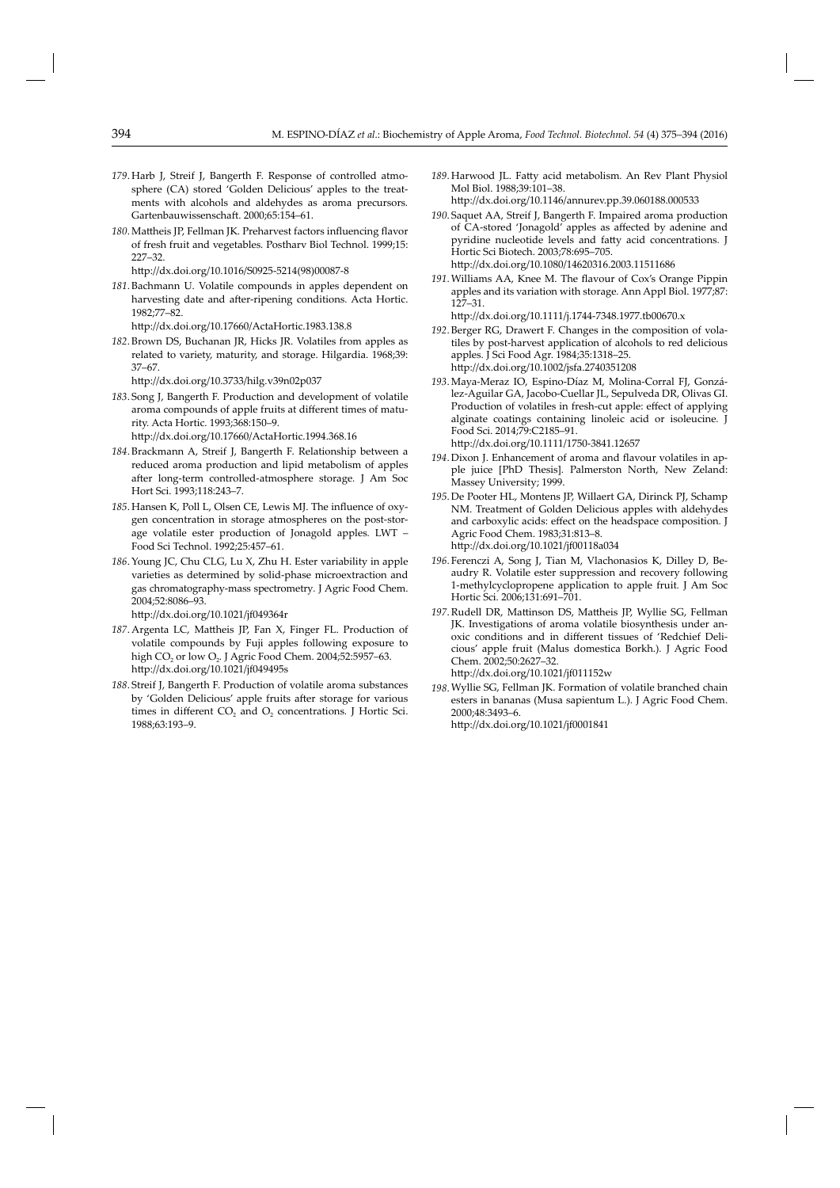179. Harb J, Streif J, Bangerth F. Response of controlled atmosphere (CA) stored 'Golden Delicious' apples to the treatments with alcohols and aldehydes as aroma precursors. Gartenbauwissenschaft. 2000;65:154–61.

180. Mattheis JP, Fellman JK. Preharvest factors influencing flavor of fresh fruit and vegetables. Postharv Biol Technol. 1999;15: 227–32.
http://dx.doi.org/10.1016/S0925-5214(98)00087-8

181. Bachmann U. Volatile compounds in apples dependent on harvesting date and after-ripening conditions. Acta Hortic. 1982;77–82.
http://dx.doi.org/10.17660/ActaHortic.1983.138.8

182. Brown DS, Buchanan JR, Hicks JR. Volatiles from apples as related to variety, maturity, and storage. Hilgardia. 1968;39: 37–67.
http://dx.doi.org/10.3733/hilg.v39n02p037

183. Song J, Bangerth F. Production and development of volatile aroma compounds of apple fruits at different times of maturity. Acta Hortic. 1993;368:150–9.
http://dx.doi.org/10.17660/ActaHortic.1994.368.16

184. Brackmann A, Streif J, Bangerth F. Relationship between a reduced aroma production and lipid metabolism of apples after long-term controlled-atmosphere storage. J Am Soc Hort Sci. 1993;118:243–7.

185. Hansen K, Poll L, Olsen CE, Lewis MJ. The influence of oxygen concentration in storage atmospheres on the post-storage volatile ester production of Jonagold apples. LWT – Food Sci Technol. 1992;25:457–61.

186. Young JC, Chu CLG, Lu X, Zhu H. Ester variability in apple varieties as determined by solid-phase microextraction and gas chromatography-mass spectrometry. J Agric Food Chem. 2004;52:8086–93.
http://dx.doi.org/10.1021/jf049364r

187. Argenta LC, Mattheis JP, Fan X, Finger FL. Production of volatile compounds by Fuji apples following exposure to high $CO_2$ or low $O_2$. J Agric Food Chem. 2004;52:5957–63.
http://dx.doi.org/10.1021/jf049495s

188. Streif J, Bangerth F. Production of volatile aroma substances by 'Golden Delicious' apple fruits after storage for various times in different $CO_2$ and $O_2$ concentrations. J Hortic Sci. 1988;63:193–9.

189. Harwood JL. Fatty acid metabolism. An Rev Plant Physiol Mol Biol. 1988;39:101–38.
http://dx.doi.org/10.1146/annurev.pp.39.060188.000533

190. Saquet AA, Streif J, Bangerth F. Impaired aroma production of CA-stored 'Jonagold' apples as affected by adenine and pyridine nucleotide levels and fatty acid concentrations. J Hortic Sci Biotech. 2003;78:695–705.
http://dx.doi.org/10.1080/14620316.2003.11511686

191. Williams AA, Knee M. The flavour of Cox's Orange Pippin apples and its variation with storage. Ann Appl Biol. 1977;87: 127–31.
http://dx.doi.org/10.1111/j.1744-7348.1977.tb00670.x

192. Berger RG, Drawert F. Changes in the composition of volatiles by post-harvest application of alcohols to red delicious apples. J Sci Food Agr. 1984;35:1318–25.
http://dx.doi.org/10.1002/jsfa.2740351208

193. Maya-Meraz IO, Espino-Díaz M, Molina-Corral FJ, González-Aguilar GA, Jacobo-Cuellar JL, Sepulveda DR, Olivas GI. Production of volatiles in fresh-cut apple: effect of applying alginate coatings containing linoleic acid or isoleucine. J Food Sci. 2014;79:C2185–91.
http://dx.doi.org/10.1111/1750-3841.12657

194. Dixon J. Enhancement of aroma and flavour volatiles in apple juice [PhD Thesis]. Palmerston North, New Zeland: Massey University; 1999.

195. De Pooter HL, Montens JP, Willaert GA, Dirinck PJ, Schamp NM. Treatment of Golden Delicious apples with aldehydes and carboxylic acids: effect on the headspace composition. J Agric Food Chem. 1983;31:813–8.
http://dx.doi.org/10.1021/jf00118a034

196. Ferenczi A, Song J, Tian M, Vlachonasios K, Dilley D, Beaudry R. Volatile ester suppression and recovery following 1-methylcyclopropene application to apple fruit. J Am Soc Hortic Sci. 2006;131:691–701.

197. Rudell DR, Mattinson DS, Mattheis JP, Wyllie SG, Fellman JK. Investigations of aroma volatile biosynthesis under anoxic conditions and in different tissues of 'Redchief Delicious' apple fruit (Malus domestica Borkh.). J Agric Food Chem. 2002;50:2627–32.
http://dx.doi.org/10.1021/jf011152w

198. Wyllie SG, Fellman JK. Formation of volatile branched chain esters in bananas (Musa sapientum L.). J Agric Food Chem. 2000;48:3493–6.
http://dx.doi.org/10.1021/jf0001841